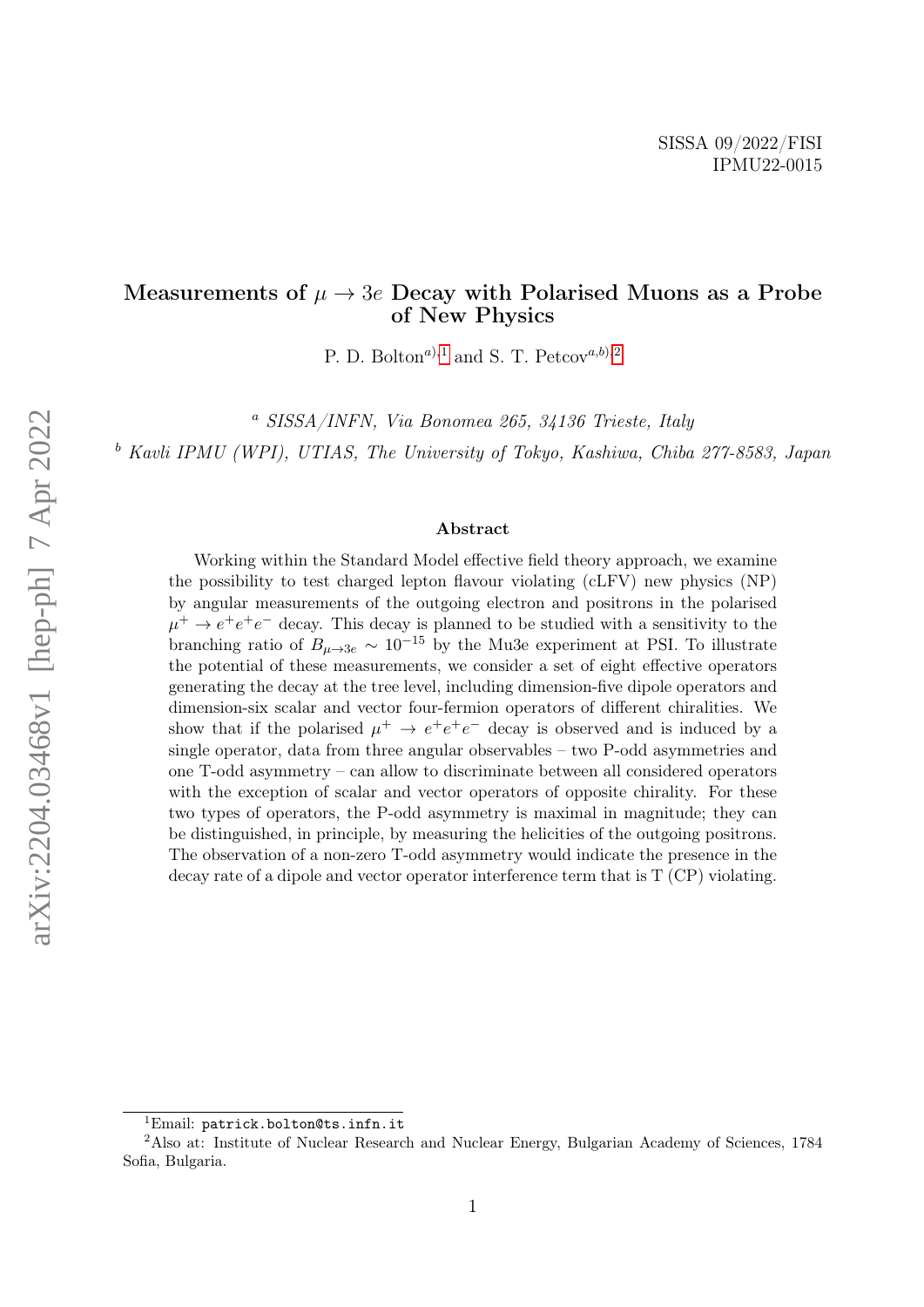SISSA 09/2022/FISI
IPMU22-0015

# Measurements of $\mu \to 3e$ Decay with Polarised Muons as a Probe of New Physics

P. D. Bolton[a),1] and S. T. Petcov[a,b),2]

[a] *SISSA/INFN, Via Bonomea 265, 34136 Trieste, Italy*

[b] *Kavli IPMU (WPI), UTIAS, The University of Tokyo, Kashiwa, Chiba 277-8583, Japan*

### Abstract

Working within the Standard Model effective field theory approach, we examine the possibility to test charged lepton flavour violating (cLFV) new physics (NP) by angular measurements of the outgoing electron and positrons in the polarised $\mu^+ \to e^+e^+e^-$ decay. This decay is planned to be studied with a sensitivity to the branching ratio of $B_{\mu\to 3e} \sim 10^{-15}$ by the Mu3e experiment at PSI. To illustrate the potential of these measurements, we consider a set of eight effective operators generating the decay at the tree level, including dimension-five dipole operators and dimension-six scalar and vector four-fermion operators of different chiralities. We show that if the polarised $\mu^+ \to e^+e^+e^-$ decay is observed and is induced by a single operator, data from three angular observables – two P-odd asymmetries and one T-odd asymmetry – can allow to discriminate between all considered operators with the exception of scalar and vector operators of opposite chirality. For these two types of operators, the P-odd asymmetry is maximal in magnitude; they can be distinguished, in principle, by measuring the helicities of the outgoing positrons. The observation of a non-zero T-odd asymmetry would indicate the presence in the decay rate of a dipole and vector operator interference term that is T (CP) violating.

---

[1] Email: `patrick.bolton@ts.infn.it`

[2] Also at: Institute of Nuclear Research and Nuclear Energy, Bulgarian Academy of Sciences, 1784 Sofia, Bulgaria.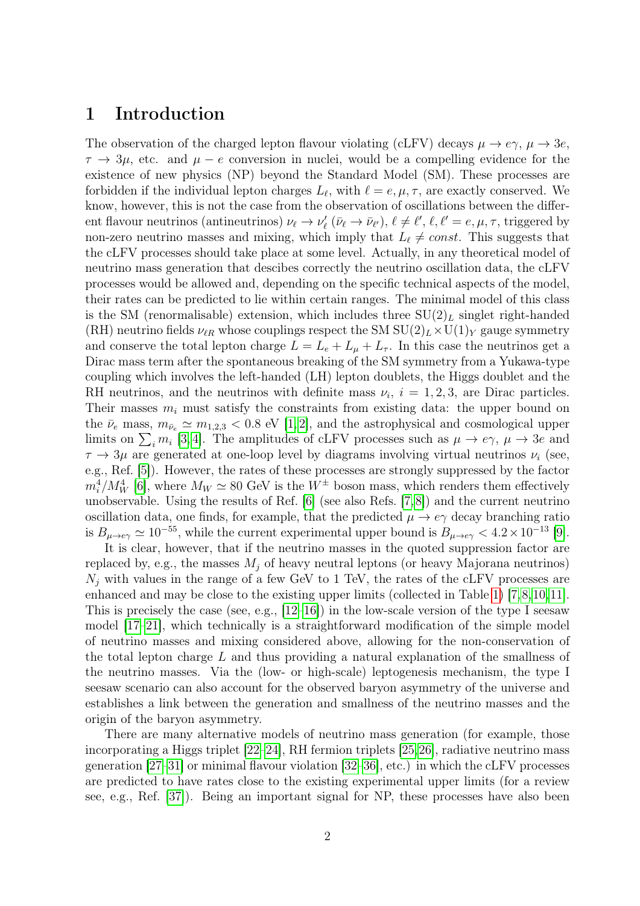# 1 Introduction

The observation of the charged lepton flavour violating (cLFV) decays $\mu \to e\gamma$, $\mu \to 3e$, $\tau \to 3\mu$, etc. and $\mu - e$ conversion in nuclei, would be a compelling evidence for the existence of new physics (NP) beyond the Standard Model (SM). These processes are forbidden if the individual lepton charges $L_\ell$, with $\ell = e, \mu, \tau$, are exactly conserved. We know, however, this is not the case from the observation of oscillations between the different flavour neutrinos (antineutrinos) $\nu_\ell \to \nu'_\ell$ ($\bar{\nu}_\ell \to \bar{\nu}_{\ell'}$), $\ell \neq \ell'$, $\ell, \ell' = e, \mu, \tau$, triggered by non-zero neutrino masses and mixing, which imply that $L_\ell \neq const.$ This suggests that the cLFV processes should take place at some level. Actually, in any theoretical model of neutrino mass generation that descibes correctly the neutrino oscillation data, the cLFV processes would be allowed and, depending on the specific technical aspects of the model, their rates can be predicted to lie within certain ranges. The minimal model of this class is the SM (renormalisable) extension, which includes three $\mathrm{SU}(2)_L$ singlet right-handed (RH) neutrino fields $\nu_{\ell R}$ whose couplings respect the SM $\mathrm{SU}(2)_L \times \mathrm{U}(1)_Y$ gauge symmetry and conserve the total lepton charge $L = L_e + L_\mu + L_\tau$. In this case the neutrinos get a Dirac mass term after the spontaneous breaking of the SM symmetry from a Yukawa-type coupling which involves the left-handed (LH) lepton doublets, the Higgs doublet and the RH neutrinos, and the neutrinos with definite mass $\nu_i$, $i = 1, 2, 3$, are Dirac particles. Their masses $m_i$ must satisfy the constraints from existing data: the upper bound on the $\bar{\nu}_e$ mass, $m_{\bar{\nu}_e} \simeq m_{1,2,3} < 0.8$ eV [1,2], and the astrophysical and cosmological upper limits on $\sum_i m_i$ [3,4]. The amplitudes of cLFV processes such as $\mu \to e\gamma$, $\mu \to 3e$ and $\tau \to 3\mu$ are generated at one-loop level by diagrams involving virtual neutrinos $\nu_i$ (see, e.g., Ref. [5]). However, the rates of these processes are strongly suppressed by the factor $m_i^4/M_W^4$ [6], where $M_W \simeq 80$ GeV is the $W^\pm$ boson mass, which renders them effectively unobservable. Using the results of Ref. [6] (see also Refs. [7,8]) and the current neutrino oscillation data, one finds, for example, that the predicted $\mu \to e\gamma$ decay branching ratio is $B_{\mu\to e\gamma} \simeq 10^{-55}$, while the current experimental upper bound is $B_{\mu\to e\gamma} < 4.2 \times 10^{-13}$ [9].

It is clear, however, that if the neutrino masses in the quoted suppression factor are replaced by, e.g., the masses $M_j$ of heavy neutral leptons (or heavy Majorana neutrinos) $N_j$ with values in the range of a few GeV to 1 TeV, the rates of the cLFV processes are enhanced and may be close to the existing upper limits (collected in Table 1) [7,8,10,11]. This is precisely the case (see, e.g., [12–16]) in the low-scale version of the type I seesaw model [17–21], which technically is a straightforward modification of the simple model of neutrino masses and mixing considered above, allowing for the non-conservation of the total lepton charge $L$ and thus providing a natural explanation of the smallness of the neutrino masses. Via the (low- or high-scale) leptogenesis mechanism, the type I seesaw scenario can also account for the observed baryon asymmetry of the universe and establishes a link between the generation and smallness of the neutrino masses and the origin of the baryon asymmetry.

There are many alternative models of neutrino mass generation (for example, those incorporating a Higgs triplet [22–24], RH fermion triplets [25,26], radiative neutrino mass generation [27–31] or minimal flavour violation [32–36], etc.) in which the cLFV processes are predicted to have rates close to the existing experimental upper limits (for a review see, e.g., Ref. [37]). Being an important signal for NP, these processes have also been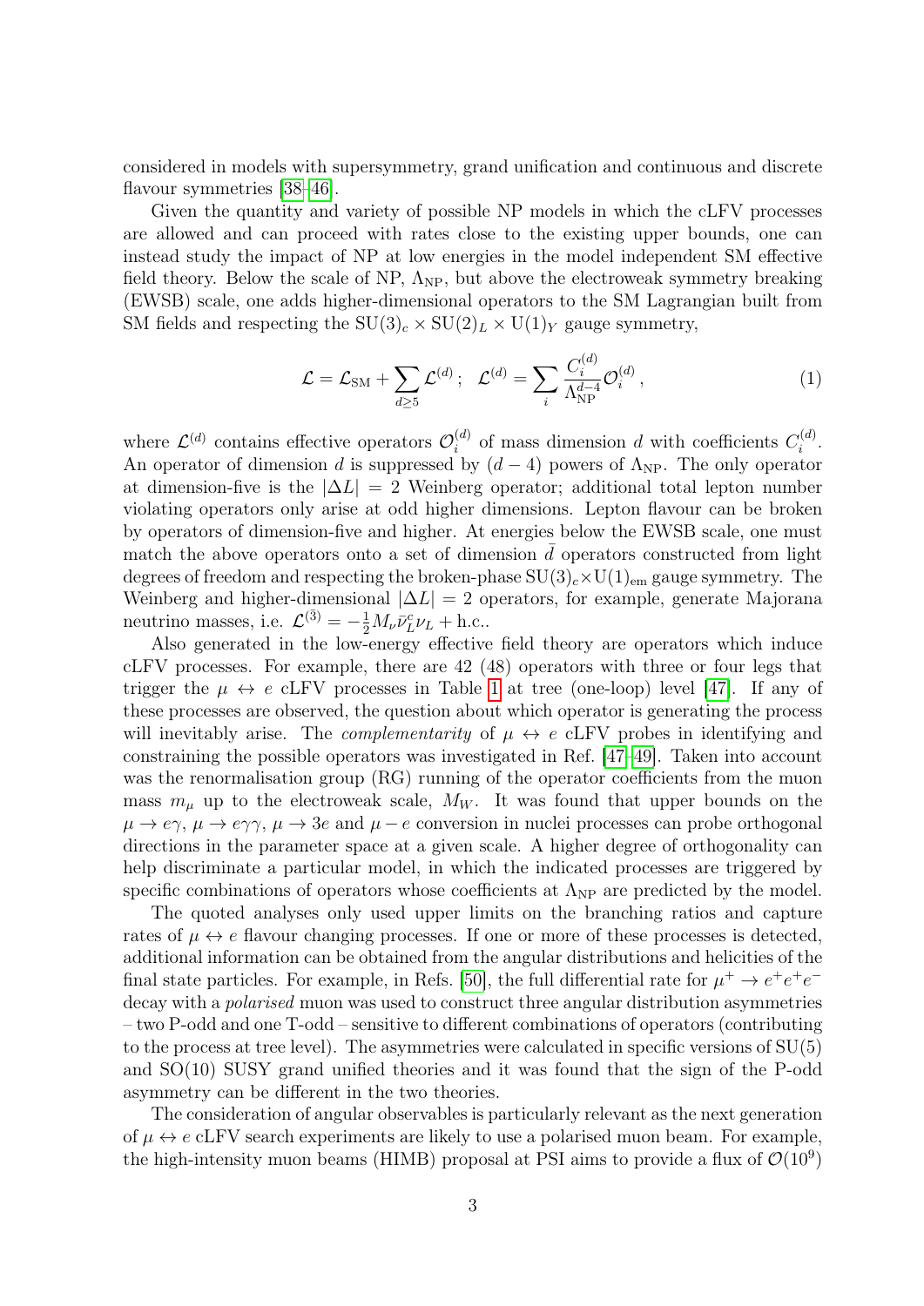considered in models with supersymmetry, grand unification and continuous and discrete flavour symmetries [38–46].

Given the quantity and variety of possible NP models in which the cLFV processes are allowed and can proceed with rates close to the existing upper bounds, one can instead study the impact of NP at low energies in the model independent SM effective field theory. Below the scale of NP, $\Lambda_{\rm NP}$, but above the electroweak symmetry breaking (EWSB) scale, one adds higher-dimensional operators to the SM Lagrangian built from SM fields and respecting the $\mathrm{SU}(3)_c \times \mathrm{SU}(2)_L \times \mathrm{U}(1)_Y$ gauge symmetry,

$$\mathcal{L} = \mathcal{L}_{\rm SM} + \sum_{d\geq 5} \mathcal{L}^{(d)}\,; \quad \mathcal{L}^{(d)} = \sum_i \frac{C_i^{(d)}}{\Lambda_{\rm NP}^{d-4}} \mathcal{O}_i^{(d)}\,, \tag{1}$$

where $\mathcal{L}^{(d)}$ contains effective operators $\mathcal{O}_i^{(d)}$ of mass dimension $d$ with coefficients $C_i^{(d)}$. An operator of dimension $d$ is suppressed by $(d-4)$ powers of $\Lambda_{\rm NP}$. The only operator at dimension-five is the $|\Delta L| = 2$ Weinberg operator; additional total lepton number violating operators only arise at odd higher dimensions. Lepton flavour can be broken by operators of dimension-five and higher. At energies below the EWSB scale, one must match the above operators onto a set of dimension $\bar{d}$ operators constructed from light degrees of freedom and respecting the broken-phase $\mathrm{SU}(3)_c \times \mathrm{U}(1)_{\rm em}$ gauge symmetry. The Weinberg and higher-dimensional $|\Delta L| = 2$ operators, for example, generate Majorana neutrino masses, i.e. $\mathcal{L}^{(\bar{3})} = -\frac{1}{2} M_\nu \bar{\nu}_L^c \nu_L + \text{h.c.}$.

Also generated in the low-energy effective field theory are operators which induce cLFV processes. For example, there are 42 (48) operators with three or four legs that trigger the $\mu \leftrightarrow e$ cLFV processes in Table 1 at tree (one-loop) level [47]. If any of these processes are observed, the question about which operator is generating the process will inevitably arise. The *complementarity* of $\mu \leftrightarrow e$ cLFV probes in identifying and constraining the possible operators was investigated in Ref. [47–49]. Taken into account was the renormalisation group (RG) running of the operator coefficients from the muon mass $m_\mu$ up to the electroweak scale, $M_W$. It was found that upper bounds on the $\mu \to e\gamma$, $\mu \to e\gamma\gamma$, $\mu \to 3e$ and $\mu - e$ conversion in nuclei processes can probe orthogonal directions in the parameter space at a given scale. A higher degree of orthogonality can help discriminate a particular model, in which the indicated processes are triggered by specific combinations of operators whose coefficients at $\Lambda_{\rm NP}$ are predicted by the model.

The quoted analyses only used upper limits on the branching ratios and capture rates of $\mu \leftrightarrow e$ flavour changing processes. If one or more of these processes is detected, additional information can be obtained from the angular distributions and helicities of the final state particles. For example, in Refs. [50], the full differential rate for $\mu^+ \to e^+e^+e^-$ decay with a *polarised* muon was used to construct three angular distribution asymmetries – two P-odd and one T-odd – sensitive to different combinations of operators (contributing to the process at tree level). The asymmetries were calculated in specific versions of SU(5) and SO(10) SUSY grand unified theories and it was found that the sign of the P-odd asymmetry can be different in the two theories.

The consideration of angular observables is particularly relevant as the next generation of $\mu \leftrightarrow e$ cLFV search experiments are likely to use a polarised muon beam. For example, the high-intensity muon beams (HIMB) proposal at PSI aims to provide a flux of $\mathcal{O}(10^9)$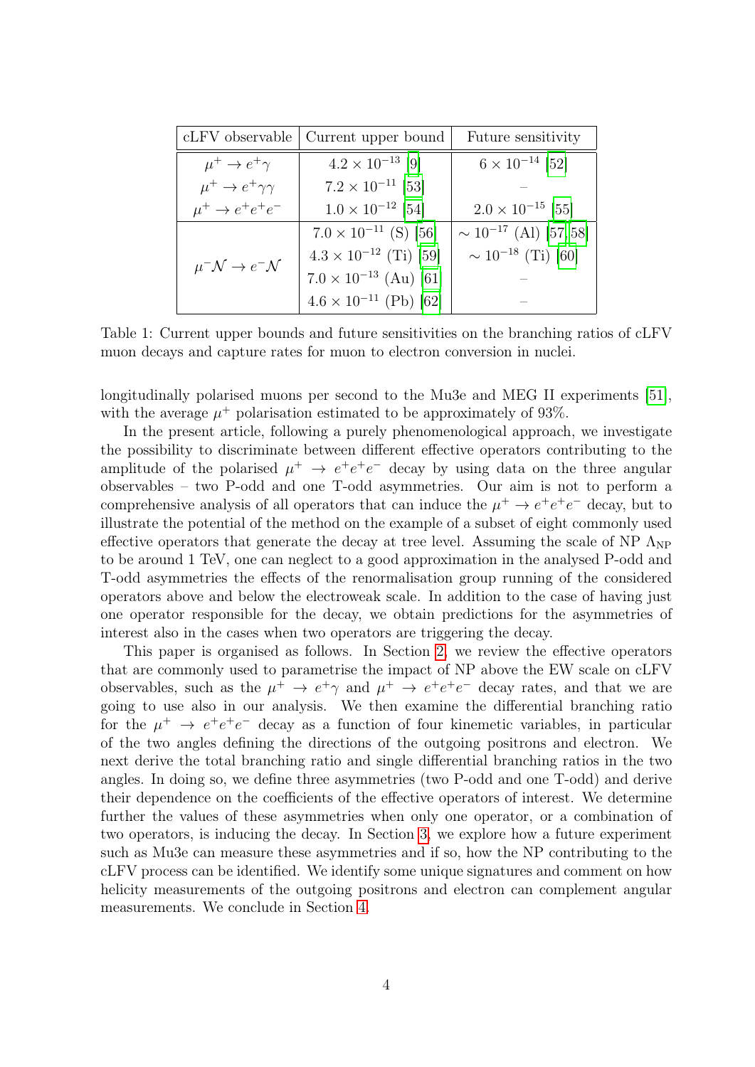| cLFV observable | Current upper bound | Future sensitivity |
| --- | --- | --- |
| $\mu^+ \to e^+\gamma$ | $4.2 \times 10^{-13}$ [9] | $6 \times 10^{-14}$ [52] |
| $\mu^+ \to e^+\gamma\gamma$ | $7.2 \times 10^{-11}$ [53] | – |
| $\mu^+ \to e^+e^+e^-$ | $1.0 \times 10^{-12}$ [54] | $2.0 \times 10^{-15}$ [55] |
| $\mu^-\mathcal{N} \to e^-\mathcal{N}$ | $7.0 \times 10^{-11}$ (S) [56] | $\sim 10^{-17}$ (Al) [57, 58] |
| | $4.3 \times 10^{-12}$ (Ti) [59] | $\sim 10^{-18}$ (Ti) [60] |
| | $7.0 \times 10^{-13}$ (Au) [61] | – |
| | $4.6 \times 10^{-11}$ (Pb) [62] | – |

Table 1: Current upper bounds and future sensitivities on the branching ratios of cLFV muon decays and capture rates for muon to electron conversion in nuclei.

longitudinally polarised muons per second to the Mu3e and MEG II experiments [51], with the average $\mu^+$ polarisation estimated to be approximately of 93%.

In the present article, following a purely phenomenological approach, we investigate the possibility to discriminate between different effective operators contributing to the amplitude of the polarised $\mu^+ \to e^+e^+e^-$ decay by using data on the three angular observables – two P-odd and one T-odd asymmetries. Our aim is not to perform a comprehensive analysis of all operators that can induce the $\mu^+ \to e^+e^+e^-$ decay, but to illustrate the potential of the method on the example of a subset of eight commonly used effective operators that generate the decay at tree level. Assuming the scale of NP $\Lambda_{\rm NP}$ to be around 1 TeV, one can neglect to a good approximation in the analysed P-odd and T-odd asymmetries the effects of the renormalisation group running of the considered operators above and below the electroweak scale. In addition to the case of having just one operator responsible for the decay, we obtain predictions for the asymmetries of interest also in the cases when two operators are triggering the decay.

This paper is organised as follows. In Section 2, we review the effective operators that are commonly used to parametrise the impact of NP above the EW scale on cLFV observables, such as the $\mu^+ \to e^+\gamma$ and $\mu^+ \to e^+e^+e^-$ decay rates, and that we are going to use also in our analysis. We then examine the differential branching ratio for the $\mu^+ \to e^+e^+e^-$ decay as a function of four kinemetic variables, in particular of the two angles defining the directions of the outgoing positrons and electron. We next derive the total branching ratio and single differential branching ratios in the two angles. In doing so, we define three asymmetries (two P-odd and one T-odd) and derive their dependence on the coefficients of the effective operators of interest. We determine further the values of these asymmetries when only one operator, or a combination of two operators, is inducing the decay. In Section 3, we explore how a future experiment such as Mu3e can measure these asymmetries and if so, how the NP contributing to the cLFV process can be identified. We identify some unique signatures and comment on how helicity measurements of the outgoing positrons and electron can complement angular measurements. We conclude in Section 4.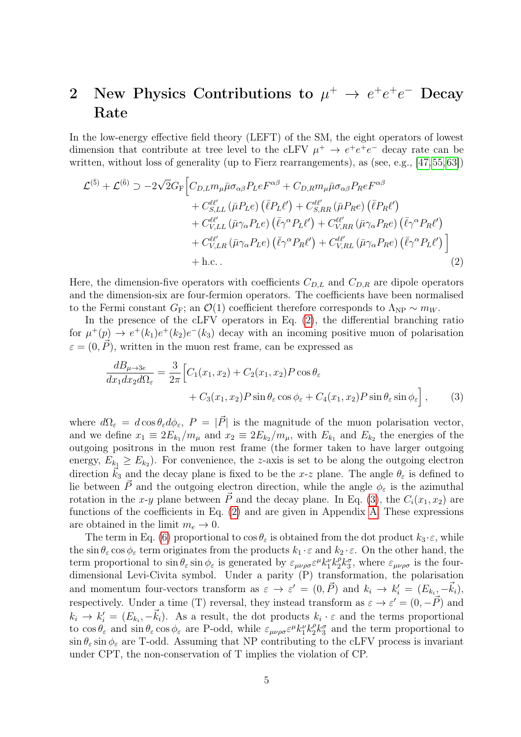## 2 New Physics Contributions to $\mu^+ \to e^+e^+e^-$ Decay Rate

In the low-energy effective field theory (LEFT) of the SM, the eight operators of lowest dimension that contribute at tree level to the cLFV $\mu^+ \to e^+e^+e^-$ decay rate can be written, without loss of generality (up to Fierz rearrangements), as (see, e.g., [47,55,63])

$$
\begin{aligned}
\mathcal{L}^{(5)} + \mathcal{L}^{(6)} \supset -2\sqrt{2}G_{\rm F}\Big[ & C_{D,L} m_\mu \bar{\mu}\sigma_{\alpha\beta}P_L e F^{\alpha\beta} + C_{D,R} m_\mu \bar{\mu}\sigma_{\alpha\beta}P_R e F^{\alpha\beta} \\
& + C^{\ell\ell'}_{S,LL}\left(\bar{\mu}P_L e\right)\left(\bar{\ell}P_L \ell'\right) + C^{\ell\ell'}_{S,RR}\left(\bar{\mu}P_R e\right)\left(\bar{\ell}P_R \ell'\right) \\
& + C^{\ell\ell'}_{V,LL}\left(\bar{\mu}\gamma_\alpha P_L e\right)\left(\bar{\ell}\gamma^\alpha P_L \ell'\right) + C^{\ell\ell'}_{V,RR}\left(\bar{\mu}\gamma_\alpha P_R e\right)\left(\bar{\ell}\gamma^\alpha P_R \ell'\right) \\
& + C^{\ell\ell'}_{V,LR}\left(\bar{\mu}\gamma_\alpha P_L e\right)\left(\bar{\ell}\gamma^\alpha P_R \ell'\right) + C^{\ell\ell'}_{V,RL}\left(\bar{\mu}\gamma_\alpha P_R e\right)\left(\bar{\ell}\gamma^\alpha P_L \ell'\right) \Big] \\
& + \text{h.c.}\,. 
\end{aligned} \tag{2}
$$

Here, the dimension-five operators with coefficients $C_{D,L}$ and $C_{D,R}$ are dipole operators and the dimension-six are four-fermion operators. The coefficients have been normalised to the Fermi constant $G_{\rm F}$; an $\mathcal{O}(1)$ coefficient therefore corresponds to $\Lambda_{\rm NP} \sim m_W$.

In the presence of the cLFV operators in Eq. (2), the differential branching ratio for $\mu^+(p) \to e^+(k_1)e^+(k_2)e^-(k_3)$ decay with an incoming positive muon of polarisation $\varepsilon = (0, \vec{P})$, written in the muon rest frame, can be expressed as

$$
\begin{aligned}
\frac{dB_{\mu\to 3e}}{dx_1 dx_2 d\Omega_\varepsilon} = \frac{3}{2\pi}\Big[ & C_1(x_1,x_2) + C_2(x_1,x_2) P\cos\theta_\varepsilon \\
& + C_3(x_1,x_2) P\sin\theta_\varepsilon\cos\phi_\varepsilon + C_4(x_1,x_2) P\sin\theta_\varepsilon\sin\phi_\varepsilon \Big],
\end{aligned} \tag{3}
$$

where $d\Omega_\varepsilon = d\cos\theta_\varepsilon d\phi_\varepsilon$, $P = |\vec{P}|$ is the magnitude of the muon polarisation vector, and we define $x_1 \equiv 2E_{k_1}/m_\mu$ and $x_2 \equiv 2E_{k_2}/m_\mu$, with $E_{k_1}$ and $E_{k_2}$ the energies of the outgoing positrons in the muon rest frame (the former taken to have larger outgoing energy, $E_{k_1} \geq E_{k_2}$). For convenience, the $z$-axis is set to be along the outgoing electron direction $\vec{k}_3$ and the decay plane is fixed to be the $x$-$z$ plane. The angle $\theta_\varepsilon$ is defined to lie between $\vec{P}$ and the outgoing electron direction, while the angle $\phi_\varepsilon$ is the azimuthal rotation in the $x$-$y$ plane between $\vec{P}$ and the decay plane. In Eq. (3), the $C_i(x_1,x_2)$ are functions of the coefficients in Eq. (2) and are given in Appendix A. These expressions are obtained in the limit $m_e \to 0$.

The term in Eq. (6) proportional to $\cos\theta_\varepsilon$ is obtained from the dot product $k_3 \cdot \varepsilon$, while the $\sin\theta_\varepsilon\cos\phi_\varepsilon$ term originates from the products $k_1 \cdot \varepsilon$ and $k_2 \cdot \varepsilon$. On the other hand, the term proportional to $\sin\theta_\varepsilon\sin\phi_\varepsilon$ is generated by $\varepsilon_{\mu\nu\rho\sigma}\varepsilon^\mu k_1^\nu k_2^\rho k_3^\sigma$, where $\varepsilon_{\mu\nu\rho\sigma}$ is the four-dimensional Levi-Civita symbol. Under a parity (P) transformation, the polarisation and momentum four-vectors transform as $\varepsilon \to \varepsilon' = (0, \vec{P})$ and $k_i \to k_i' = (E_{k_i}, -\vec{k}_i)$, respectively. Under a time (T) reversal, they instead transform as $\varepsilon \to \varepsilon' = (0, -\vec{P})$ and $k_i \to k_i' = (E_{k_i}, -\vec{k}_i)$. As a result, the dot products $k_i \cdot \varepsilon$ and the terms proportional to $\cos\theta_\varepsilon$ and $\sin\theta_\varepsilon\cos\phi_\varepsilon$ are P-odd, while $\varepsilon_{\mu\nu\rho\sigma}\varepsilon^\mu k_1^\nu k_2^\rho k_3^\sigma$ and the term proportional to $\sin\theta_\varepsilon\sin\phi_\varepsilon$ are T-odd. Assuming that NP contributing to the cLFV process is invariant under CPT, the non-conservation of T implies the violation of CP.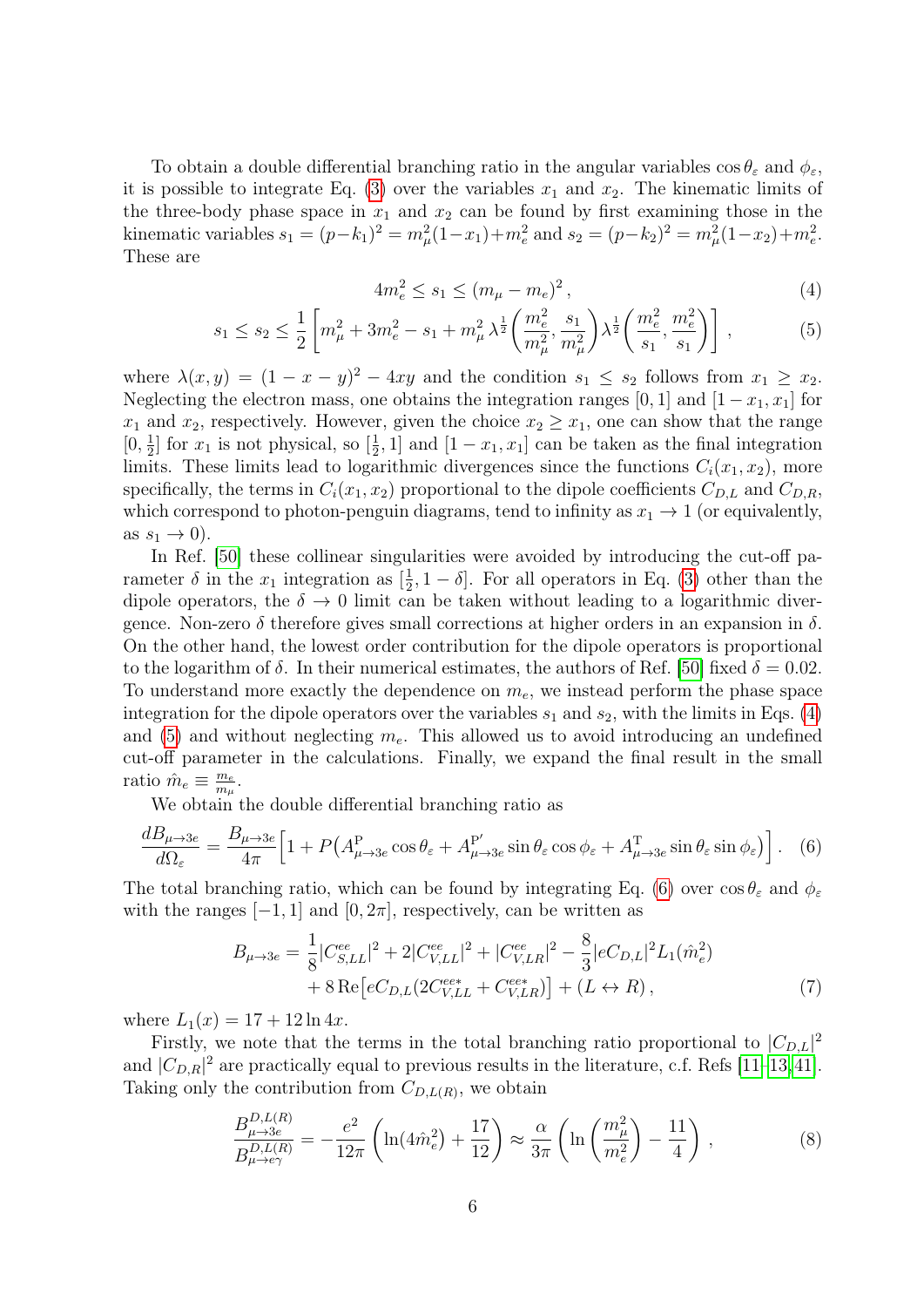To obtain a double differential branching ratio in the angular variables $\cos\theta_\varepsilon$ and $\phi_\varepsilon$, it is possible to integrate Eq. (3) over the variables $x_1$ and $x_2$. The kinematic limits of the three-body phase space in $x_1$ and $x_2$ can be found by first examining those in the kinematic variables $s_1 = (p-k_1)^2 = m_\mu^2(1-x_1)+m_e^2$ and $s_2 = (p-k_2)^2 = m_\mu^2(1-x_2)+m_e^2$. These are

$$4m_e^2 \leq s_1 \leq (m_\mu - m_e)^2\,, \tag{4}$$

$$s_1 \leq s_2 \leq \frac{1}{2}\left[m_\mu^2 + 3m_e^2 - s_1 + m_\mu^2\,\lambda^{\frac{1}{2}}\!\left(\frac{m_e^2}{m_\mu^2},\frac{s_1}{m_\mu^2}\right)\lambda^{\frac{1}{2}}\!\left(\frac{m_e^2}{s_1},\frac{m_e^2}{s_1}\right)\right]\,, \tag{5}$$

where $\lambda(x,y) = (1-x-y)^2 - 4xy$ and the condition $s_1 \leq s_2$ follows from $x_1 \geq x_2$. Neglecting the electron mass, one obtains the integration ranges $[0,1]$ and $[1-x_1, x_1]$ for $x_1$ and $x_2$, respectively. However, given the choice $x_2 \geq x_1$, one can show that the range $[0,\frac{1}{2}]$ for $x_1$ is not physical, so $[\frac{1}{2},1]$ and $[1-x_1,x_1]$ can be taken as the final integration limits. These limits lead to logarithmic divergences since the functions $C_i(x_1,x_2)$, more specifically, the terms in $C_i(x_1,x_2)$ proportional to the dipole coefficients $C_{D,L}$ and $C_{D,R}$, which correspond to photon-penguin diagrams, tend to infinity as $x_1 \to 1$ (or equivalently, as $s_1 \to 0$).

In Ref. [50] these collinear singularities were avoided by introducing the cut-off parameter $\delta$ in the $x_1$ integration as $[\frac{1}{2}, 1-\delta]$. For all operators in Eq. (3) other than the dipole operators, the $\delta \to 0$ limit can be taken without leading to a logarithmic divergence. Non-zero $\delta$ therefore gives small corrections at higher orders in an expansion in $\delta$. On the other hand, the lowest order contribution for the dipole operators is proportional to the logarithm of $\delta$. In their numerical estimates, the authors of Ref. [50] fixed $\delta = 0.02$. To understand more exactly the dependence on $m_e$, we instead perform the phase space integration for the dipole operators over the variables $s_1$ and $s_2$, with the limits in Eqs. (4) and (5) and without neglecting $m_e$. This allowed us to avoid introducing an undefined cut-off parameter in the calculations. Finally, we expand the final result in the small ratio $\hat{m}_e \equiv \frac{m_e}{m_\mu}$.

We obtain the double differential branching ratio as

$$\frac{dB_{\mu\to 3e}}{d\Omega_\varepsilon} = \frac{B_{\mu\to 3e}}{4\pi}\Big[1 + P\big(A^{\mathrm{P}}_{\mu\to 3e}\cos\theta_\varepsilon + A^{\mathrm{P}'}_{\mu\to 3e}\sin\theta_\varepsilon\cos\phi_\varepsilon + A^{\mathrm{T}}_{\mu\to 3e}\sin\theta_\varepsilon\sin\phi_\varepsilon\big)\Big]\,. \tag{6}$$

The total branching ratio, which can be found by integrating Eq. (6) over $\cos\theta_\varepsilon$ and $\phi_\varepsilon$ with the ranges $[-1,1]$ and $[0,2\pi]$, respectively, can be written as

$$\begin{aligned} B_{\mu\to 3e} = {}& \frac{1}{8}|C^{ee}_{S,LL}|^2 + 2|C^{ee}_{V,LL}|^2 + |C^{ee}_{V,LR}|^2 - \frac{8}{3}|eC_{D,L}|^2 L_1(\hat{m}_e^2) \\ & + 8\,\mathrm{Re}\big[eC_{D,L}(2C^{ee*}_{V,LL} + C^{ee*}_{V,LR})\big] + (L \leftrightarrow R)\,, \end{aligned} \tag{7}$$

where $L_1(x) = 17 + 12\ln 4x$.

Firstly, we note that the terms in the total branching ratio proportional to $|C_{D,L}|^2$ and $|C_{D,R}|^2$ are practically equal to previous results in the literature, c.f. Refs [11–13,41]. Taking only the contribution from $C_{D,L(R)}$, we obtain

$$\frac{B^{D,L(R)}_{\mu\to 3e}}{B^{D,L(R)}_{\mu\to e\gamma}} = -\frac{e^2}{12\pi}\left(\ln(4\hat{m}_e^2) + \frac{17}{12}\right) \approx \frac{\alpha}{3\pi}\left(\ln\left(\frac{m_\mu^2}{m_e^2}\right) - \frac{11}{4}\right)\,, \tag{8}$$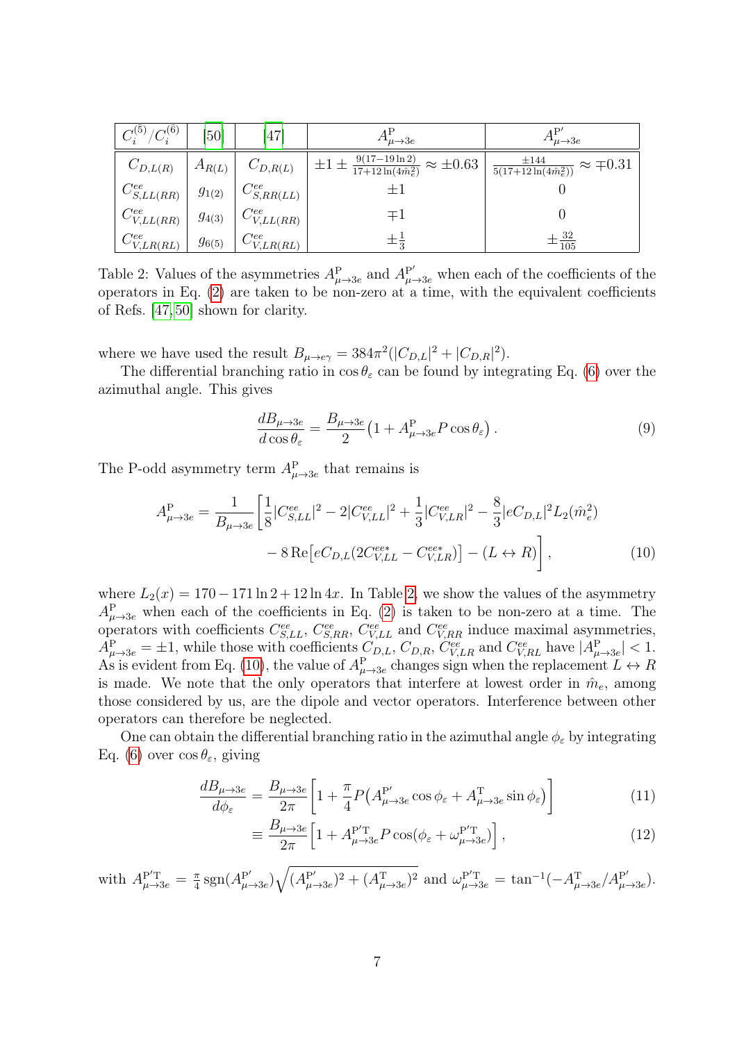| $C_i^{(\bar{5})}/C_i^{(\bar{6})}$ | [50] | [47] | $A^{\rm P}_{\mu\to 3e}$ | $A^{\rm P'}_{\mu\to 3e}$ |
|---|---|---|---|---|
| $C_{D,L(R)}$ | $A_{R(L)}$ | $C_{D,R(L)}$ | $\pm 1 \pm \frac{9(17-19\ln 2)}{17+12\ln(4\hat{m}_e^2)} \approx \pm 0.63$ | $\frac{\pm 144}{5(17+12\ln(4\hat{m}_e^2))} \approx \mp 0.31$ |
| $C^{ee}_{S,LL(RR)}$ | $g_{1(2)}$ | $C^{ee}_{S,RR(LL)}$ | $\pm 1$ | $0$ |
| $C^{ee}_{V,LL(RR)}$ | $g_{4(3)}$ | $C^{ee}_{V,LL(RR)}$ | $\mp 1$ | $0$ |
| $C^{ee}_{V,LR(RL)}$ | $g_{6(5)}$ | $C^{ee}_{V,LR(RL)}$ | $\pm\frac{1}{3}$ | $\pm\frac{32}{105}$ |

Table 2: Values of the asymmetries $A^{\rm P}_{\mu\to 3e}$ and $A^{\rm P'}_{\mu\to 3e}$ when each of the coefficients of the operators in Eq. (2) are taken to be non-zero at a time, with the equivalent coefficients of Refs. [47,50] shown for clarity.

where we have used the result $B_{\mu\to e\gamma} = 384\pi^2(|C_{D,L}|^2 + |C_{D,R}|^2)$.

The differential branching ratio in $\cos\theta_\varepsilon$ can be found by integrating Eq. (6) over the azimuthal angle. This gives

$$\frac{dB_{\mu\to 3e}}{d\cos\theta_\varepsilon} = \frac{B_{\mu\to 3e}}{2}\left(1 + A^{\rm P}_{\mu\to 3e} P\cos\theta_\varepsilon\right). \tag{9}$$

The P-odd asymmetry term $A^{\rm P}_{\mu\to 3e}$ that remains is

$$\begin{aligned} A^{\rm P}_{\mu\to 3e} = \frac{1}{B_{\mu\to 3e}}\bigg[&\frac{1}{8}|C^{ee}_{S,LL}|^2 - 2|C^{ee}_{V,LL}|^2 + \frac{1}{3}|C^{ee}_{V,LR}|^2 - \frac{8}{3}|eC_{D,L}|^2 L_2(\hat{m}_e^2) \\ &- 8\,\mathrm{Re}\big[eC_{D,L}(2C^{ee*}_{V,LL} - C^{ee*}_{V,LR})\big] - (L\leftrightarrow R)\bigg], \end{aligned} \tag{10}$$

where $L_2(x) = 170 - 171\ln 2 + 12\ln 4x$. In Table 2, we show the values of the asymmetry $A^{\rm P}_{\mu\to 3e}$ when each of the coefficients in Eq. (2) is taken to be non-zero at a time. The operators with coefficients $C^{ee}_{S,LL}$, $C^{ee}_{S,RR}$, $C^{ee}_{V,LL}$ and $C^{ee}_{V,RR}$ induce maximal asymmetries, $A^{\rm P}_{\mu\to 3e} = \pm 1$, while those with coefficients $C_{D,L}$, $C_{D,R}$, $C^{ee}_{V,LR}$ and $C^{ee}_{V,RL}$ have $|A^{\rm P}_{\mu\to 3e}| < 1$. As is evident from Eq. (10), the value of $A^{\rm P}_{\mu\to 3e}$ changes sign when the replacement $L\leftrightarrow R$ is made. We note that the only operators that interfere at lowest order in $\hat{m}_e$, among those considered by us, are the dipole and vector operators. Interference between other operators can therefore be neglected.

One can obtain the differential branching ratio in the azimuthal angle $\phi_\varepsilon$ by integrating Eq. (6) over $\cos\theta_\varepsilon$, giving

$$\frac{dB_{\mu\to 3e}}{d\phi_\varepsilon} = \frac{B_{\mu\to 3e}}{2\pi}\left[1 + \frac{\pi}{4}P\left(A^{\rm P'}_{\mu\to 3e}\cos\phi_\varepsilon + A^{\rm T}_{\mu\to 3e}\sin\phi_\varepsilon\right)\right] \tag{11}$$

$$\equiv \frac{B_{\mu\to 3e}}{2\pi}\left[1 + A^{\rm P'T}_{\mu\to 3e}P\cos(\phi_\varepsilon + \omega^{\rm P'T}_{\mu\to 3e})\right], \tag{12}$$

with $A^{\rm P'T}_{\mu\to 3e} = \frac{\pi}{4}\,\mathrm{sgn}(A^{\rm P'}_{\mu\to 3e})\sqrt{(A^{\rm P'}_{\mu\to 3e})^2 + (A^{\rm T}_{\mu\to 3e})^2}$ and $\omega^{\rm P'T}_{\mu\to 3e} = \tan^{-1}(-A^{\rm T}_{\mu\to 3e}/A^{\rm P'}_{\mu\to 3e})$.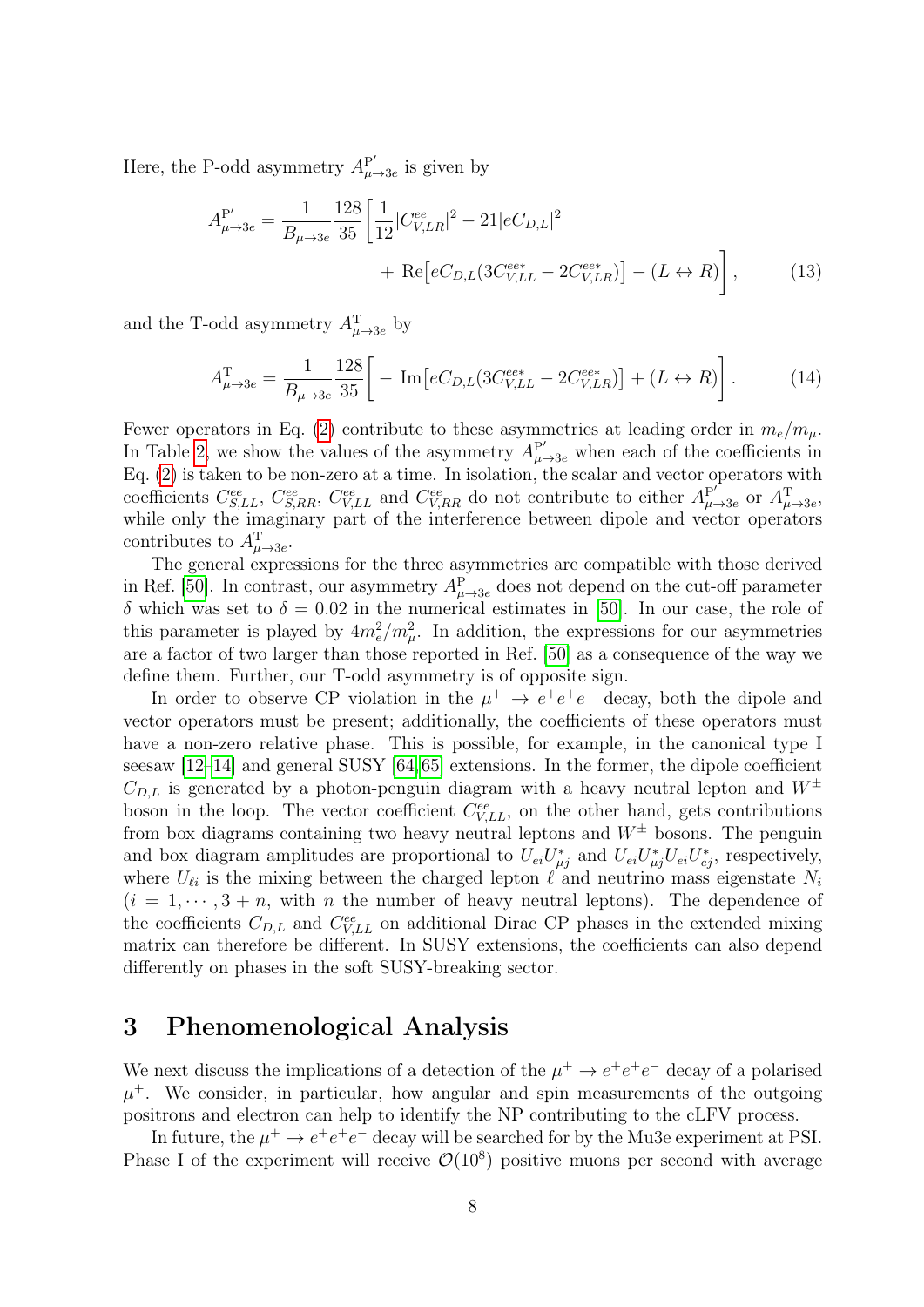Here, the P-odd asymmetry $A^{\mathrm{P}'}_{\mu\to 3e}$ is given by

$$
\begin{aligned}
A^{\mathrm{P}'}_{\mu\to 3e} = \frac{1}{B_{\mu\to 3e}} \frac{128}{35} \bigg[ & \frac{1}{12} |C^{ee}_{V,LR}|^2 - 21 |eC_{D,L}|^2 \\
& + \mathrm{Re}\big[ eC_{D,L} (3C^{ee*}_{V,LL} - 2C^{ee*}_{V,LR}) \big] - (L \leftrightarrow R) \bigg] \,, \qquad (13)
\end{aligned}
$$

and the T-odd asymmetry $A^{\mathrm{T}}_{\mu\to 3e}$ by

$$
A^{\mathrm{T}}_{\mu\to 3e} = \frac{1}{B_{\mu\to 3e}} \frac{128}{35} \bigg[ - \mathrm{Im}\big[ eC_{D,L} (3C^{ee*}_{V,LL} - 2C^{ee*}_{V,LR}) \big] + (L \leftrightarrow R) \bigg] \,. \qquad (14)
$$

Fewer operators in Eq. (2) contribute to these asymmetries at leading order in $m_e/m_\mu$. In Table 2, we show the values of the asymmetry $A^{\mathrm{P}'}_{\mu\to 3e}$ when each of the coefficients in Eq. (2) is taken to be non-zero at a time. In isolation, the scalar and vector operators with coefficients $C^{ee}_{S,LL}$, $C^{ee}_{S,RR}$, $C^{ee}_{V,LL}$ and $C^{ee}_{V,RR}$ do not contribute to either $A^{\mathrm{P}'}_{\mu\to 3e}$ or $A^{\mathrm{T}}_{\mu\to 3e}$, while only the imaginary part of the interference between dipole and vector operators contributes to $A^{\mathrm{T}}_{\mu\to 3e}$.

The general expressions for the three asymmetries are compatible with those derived in Ref. [50]. In contrast, our asymmetry $A^{\mathrm{P}}_{\mu\to 3e}$ does not depend on the cut-off parameter $\delta$ which was set to $\delta = 0.02$ in the numerical estimates in [50]. In our case, the role of this parameter is played by $4m_e^2/m_\mu^2$. In addition, the expressions for our asymmetries are a factor of two larger than those reported in Ref. [50] as a consequence of the way we define them. Further, our T-odd asymmetry is of opposite sign.

In order to observe CP violation in the $\mu^+ \to e^+e^+e^-$ decay, both the dipole and vector operators must be present; additionally, the coefficients of these operators must have a non-zero relative phase. This is possible, for example, in the canonical type I seesaw [12–14] and general SUSY [64, 65] extensions. In the former, the dipole coefficient $C_{D,L}$ is generated by a photon-penguin diagram with a heavy neutral lepton and $W^\pm$ boson in the loop. The vector coefficient $C^{ee}_{V,LL}$, on the other hand, gets contributions from box diagrams containing two heavy neutral leptons and $W^\pm$ bosons. The penguin and box diagram amplitudes are proportional to $U_{ei}U^*_{\mu j}$ and $U_{ei}U^*_{\mu j}U_{ei}U^*_{ej}$, respectively, where $U_{\ell i}$ is the mixing between the charged lepton $\ell$ and neutrino mass eigenstate $N_i$ ($i = 1, \cdots, 3+n$, with $n$ the number of heavy neutral leptons). The dependence of the coefficients $C_{D,L}$ and $C^{ee}_{V,LL}$ on additional Dirac CP phases in the extended mixing matrix can therefore be different. In SUSY extensions, the coefficients can also depend differently on phases in the soft SUSY-breaking sector.

# 3 Phenomenological Analysis

We next discuss the implications of a detection of the $\mu^+ \to e^+e^+e^-$ decay of a polarised $\mu^+$. We consider, in particular, how angular and spin measurements of the outgoing positrons and electron can help to identify the NP contributing to the cLFV process.

In future, the $\mu^+ \to e^+e^+e^-$ decay will be searched for by the Mu3e experiment at PSI. Phase I of the experiment will receive $\mathcal{O}(10^8)$ positive muons per second with average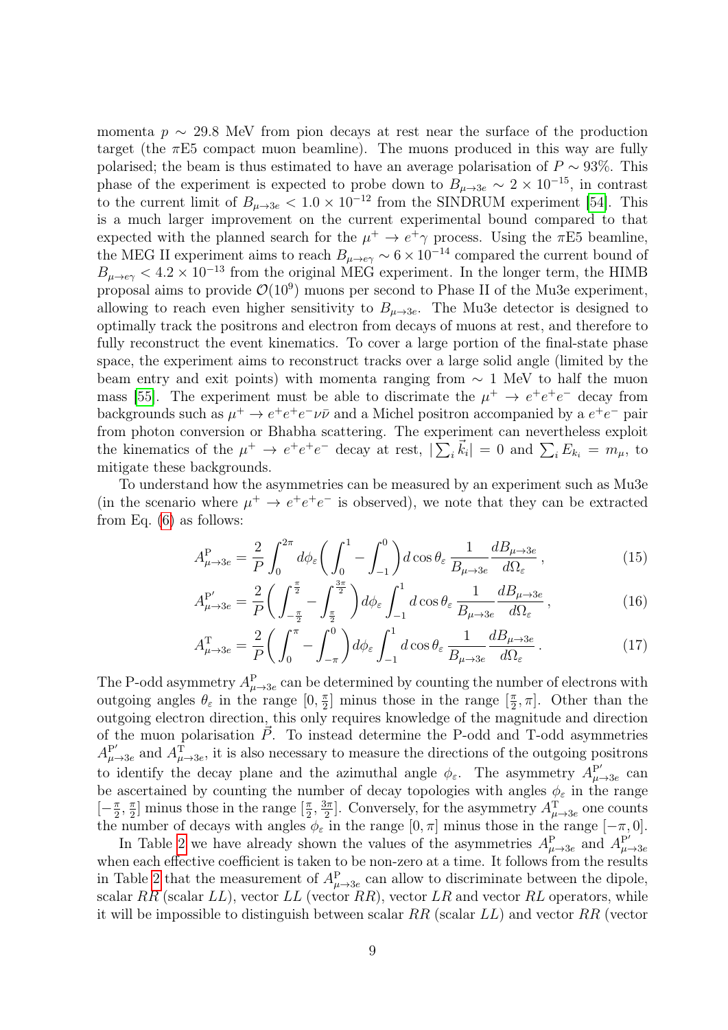momenta $p \sim 29.8$ MeV from pion decays at rest near the surface of the production target (the $\pi$E5 compact muon beamline). The muons produced in this way are fully polarised; the beam is thus estimated to have an average polarisation of $P \sim 93\%$. This phase of the experiment is expected to probe down to $B_{\mu\to 3e} \sim 2 \times 10^{-15}$, in contrast to the current limit of $B_{\mu\to 3e} < 1.0 \times 10^{-12}$ from the SINDRUM experiment [54]. This is a much larger improvement on the current experimental bound compared to that expected with the planned search for the $\mu^+ \to e^+\gamma$ process. Using the $\pi$E5 beamline, the MEG II experiment aims to reach $B_{\mu\to e\gamma} \sim 6 \times 10^{-14}$ compared the current bound of $B_{\mu\to e\gamma} < 4.2 \times 10^{-13}$ from the original MEG experiment. In the longer term, the HIMB proposal aims to provide $\mathcal{O}(10^9)$ muons per second to Phase II of the Mu3e experiment, allowing to reach even higher sensitivity to $B_{\mu\to 3e}$. The Mu3e detector is designed to optimally track the positrons and electron from decays of muons at rest, and therefore to fully reconstruct the event kinematics. To cover a large portion of the final-state phase space, the experiment aims to reconstruct tracks over a large solid angle (limited by the beam entry and exit points) with momenta ranging from $\sim 1$ MeV to half the muon mass [55]. The experiment must be able to discriminate the $\mu^+ \to e^+e^+e^-$ decay from backgrounds such as $\mu^+ \to e^+e^+e^-\nu\bar{\nu}$ and a Michel positron accompanied by a $e^+e^-$ pair from photon conversion or Bhabha scattering. The experiment can nevertheless exploit the kinematics of the $\mu^+ \to e^+e^+e^-$ decay at rest, $|\sum_i \vec{k}_i| = 0$ and $\sum_i E_{k_i} = m_\mu$, to mitigate these backgrounds.

To understand how the asymmetries can be measured by an experiment such as Mu3e (in the scenario where $\mu^+ \to e^+e^+e^-$ is observed), we note that they can be extracted from Eq. (6) as follows:

$$A^{\mathrm{P}}_{\mu\to 3e} = \frac{2}{P}\int_0^{2\pi} d\phi_\varepsilon \left(\int_0^1 - \int_{-1}^0\right) d\cos\theta_\varepsilon \, \frac{1}{B_{\mu\to 3e}} \frac{dB_{\mu\to 3e}}{d\Omega_\varepsilon}\,, \tag{15}$$

$$A^{\mathrm{P}'}_{\mu\to 3e} = \frac{2}{P}\left(\int_{-\frac{\pi}{2}}^{\frac{\pi}{2}} - \int_{\frac{\pi}{2}}^{\frac{3\pi}{2}}\right) d\phi_\varepsilon \int_{-1}^1 d\cos\theta_\varepsilon \, \frac{1}{B_{\mu\to 3e}} \frac{dB_{\mu\to 3e}}{d\Omega_\varepsilon}\,, \tag{16}$$

$$A^{\mathrm{T}}_{\mu\to 3e} = \frac{2}{P}\left(\int_0^{\pi} - \int_{-\pi}^{0}\right) d\phi_\varepsilon \int_{-1}^1 d\cos\theta_\varepsilon \, \frac{1}{B_{\mu\to 3e}} \frac{dB_{\mu\to 3e}}{d\Omega_\varepsilon}\,. \tag{17}$$

The P-odd asymmetry $A^{\mathrm{P}}_{\mu\to 3e}$ can be determined by counting the number of electrons with outgoing angles $\theta_\varepsilon$ in the range $[0, \frac{\pi}{2}]$ minus those in the range $[\frac{\pi}{2}, \pi]$. Other than the outgoing electron direction, this only requires knowledge of the magnitude and direction of the muon polarisation $\vec{P}$. To instead determine the P-odd and T-odd asymmetries $A^{\mathrm{P}'}_{\mu\to 3e}$ and $A^{\mathrm{T}}_{\mu\to 3e}$, it is also necessary to measure the directions of the outgoing positrons to identify the decay plane and the azimuthal angle $\phi_\varepsilon$. The asymmetry $A^{\mathrm{P}'}_{\mu\to 3e}$ can be ascertained by counting the number of decay topologies with angles $\phi_\varepsilon$ in the range $[-\frac{\pi}{2}, \frac{\pi}{2}]$ minus those in the range $[\frac{\pi}{2}, \frac{3\pi}{2}]$. Conversely, for the asymmetry $A^{\mathrm{T}}_{\mu\to 3e}$ one counts the number of decays with angles $\phi_\varepsilon$ in the range $[0, \pi]$ minus those in the range $[-\pi, 0]$.

In Table 2 we have already shown the values of the asymmetries $A^{\mathrm{P}}_{\mu\to 3e}$ and $A^{\mathrm{P}'}_{\mu\to 3e}$ when each effective coefficient is taken to be non-zero at a time. It follows from the results in Table 2 that the measurement of $A^{\mathrm{P}}_{\mu\to 3e}$ can allow to discriminate between the dipole, scalar $RR$ (scalar $LL$), vector $LL$ (vector $RR$), vector $LR$ and vector $RL$ operators, while it will be impossible to distinguish between scalar $RR$ (scalar $LL$) and vector $RR$ (vector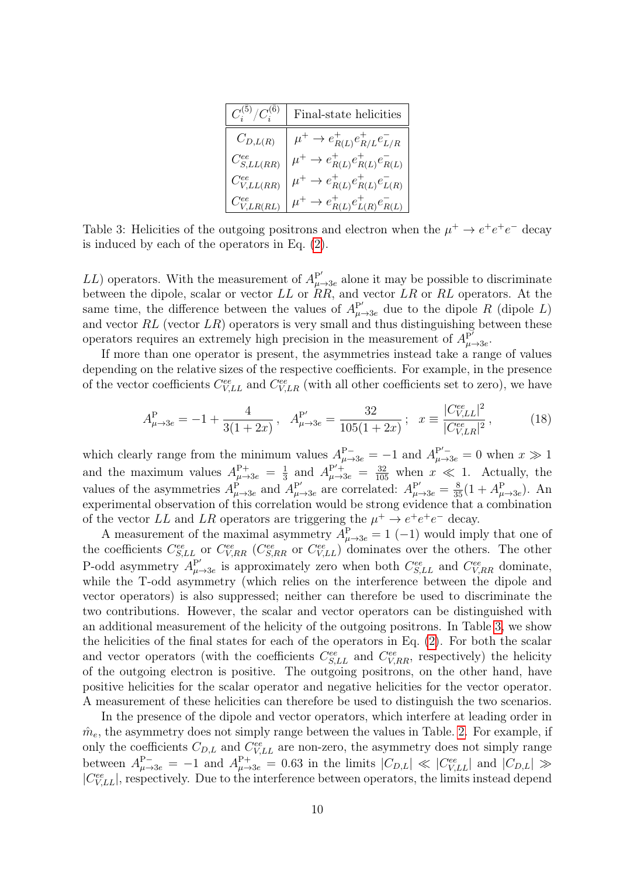| $C_i^{(\bar{5})}/C_i^{(\bar{6})}$ | Final-state helicities |
|---|---|
| $C_{D,L(R)}$ | $\mu^+ \to e^+_{R(L)} e^+_{R/L} e^-_{L/R}$ |
| $C^{ee}_{S,LL(RR)}$ | $\mu^+ \to e^+_{R(L)} e^+_{R(L)} e^-_{R(L)}$ |
| $C^{ee}_{V,LL(RR)}$ | $\mu^+ \to e^+_{R(L)} e^+_{R(L)} e^-_{L(R)}$ |
| $C^{ee}_{V,LR(RL)}$ | $\mu^+ \to e^+_{R(L)} e^+_{L(R)} e^-_{R(L)}$ |

Table 3: Helicities of the outgoing positrons and electron when the $\mu^+ \to e^+e^+e^-$ decay is induced by each of the operators in Eq. (2).

$LL$) operators. With the measurement of $A^{\mathrm{P}'}_{\mu\to 3e}$ alone it may be possible to discriminate between the dipole, scalar or vector $LL$ or $RR$, and vector $LR$ or $RL$ operators. At the same time, the difference between the values of $A^{\mathrm{P}'}_{\mu\to 3e}$ due to the dipole $R$ (dipole $L$) and vector $RL$ (vector $LR$) operators is very small and thus distinguishing between these operators requires an extremely high precision in the measurement of $A^{\mathrm{P}'}_{\mu\to 3e}$.

If more than one operator is present, the asymmetries instead take a range of values depending on the relative sizes of the respective coefficients. For example, in the presence of the vector coefficients $C^{ee}_{V,LL}$ and $C^{ee}_{V,LR}$ (with all other coefficients set to zero), we have

$$A^{\mathrm{P}}_{\mu\to 3e} = -1 + \frac{4}{3(1+2x)}\,, \quad A^{\mathrm{P}'}_{\mu\to 3e} = \frac{32}{105(1+2x)}\,; \quad x \equiv \frac{|C^{ee}_{V,LL}|^2}{|C^{ee}_{V,LR}|^2}\,, \tag{18}$$

which clearly range from the minimum values $A^{\mathrm{P}-}_{\mu\to 3e} = -1$ and $A^{\mathrm{P}'-}_{\mu\to 3e} = 0$ when $x \gg 1$ and the maximum values $A^{\mathrm{P}+}_{\mu\to 3e} = \frac{1}{3}$ and $A^{\mathrm{P}'+}_{\mu\to 3e} = \frac{32}{105}$ when $x \ll 1$. Actually, the values of the asymmetries $A^{\mathrm{P}}_{\mu\to 3e}$ and $A^{\mathrm{P}'}_{\mu\to 3e}$ are correlated: $A^{\mathrm{P}'}_{\mu\to 3e} = \frac{8}{35}(1 + A^{\mathrm{P}}_{\mu\to 3e})$. An experimental observation of this correlation would be strong evidence that a combination of the vector $LL$ and $LR$ operators are triggering the $\mu^+ \to e^+e^+e^-$ decay.

A measurement of the maximal asymmetry $A^{\mathrm{P}}_{\mu\to 3e} = 1$ $(-1)$ would imply that one of the coefficients $C^{ee}_{S,LL}$ or $C^{ee}_{V,RR}$ ($C^{ee}_{S,RR}$ or $C^{ee}_{V,LL}$) dominates over the others. The other P-odd asymmetry $A^{\mathrm{P}'}_{\mu\to 3e}$ is approximately zero when both $C^{ee}_{S,LL}$ and $C^{ee}_{V,RR}$ dominate, while the T-odd asymmetry (which relies on the interference between the dipole and vector operators) is also suppressed; neither can therefore be used to discriminate the two contributions. However, the scalar and vector operators can be distinguished with an additional measurement of the helicity of the outgoing positrons. In Table 3, we show the helicities of the final states for each of the operators in Eq. (2). For both the scalar and vector operators (with the coefficients $C^{ee}_{S,LL}$ and $C^{ee}_{V,RR}$, respectively) the helicity of the outgoing electron is positive. The outgoing positrons, on the other hand, have positive helicities for the scalar operator and negative helicities for the vector operator. A measurement of these helicities can therefore be used to distinguish the two scenarios.

In the presence of the dipole and vector operators, which interfere at leading order in $\hat{m}_e$, the asymmetry does not simply range between the values in Table. 2. For example, if only the coefficients $C_{D,L}$ and $C^{ee}_{V,LL}$ are non-zero, the asymmetry does not simply range between $A^{\mathrm{P}-}_{\mu\to 3e} = -1$ and $A^{\mathrm{P}+}_{\mu\to 3e} = 0.63$ in the limits $|C_{D,L}| \ll |C^{ee}_{V,LL}|$ and $|C_{D,L}| \gg |C^{ee}_{V,LL}|$, respectively. Due to the interference between operators, the limits instead depend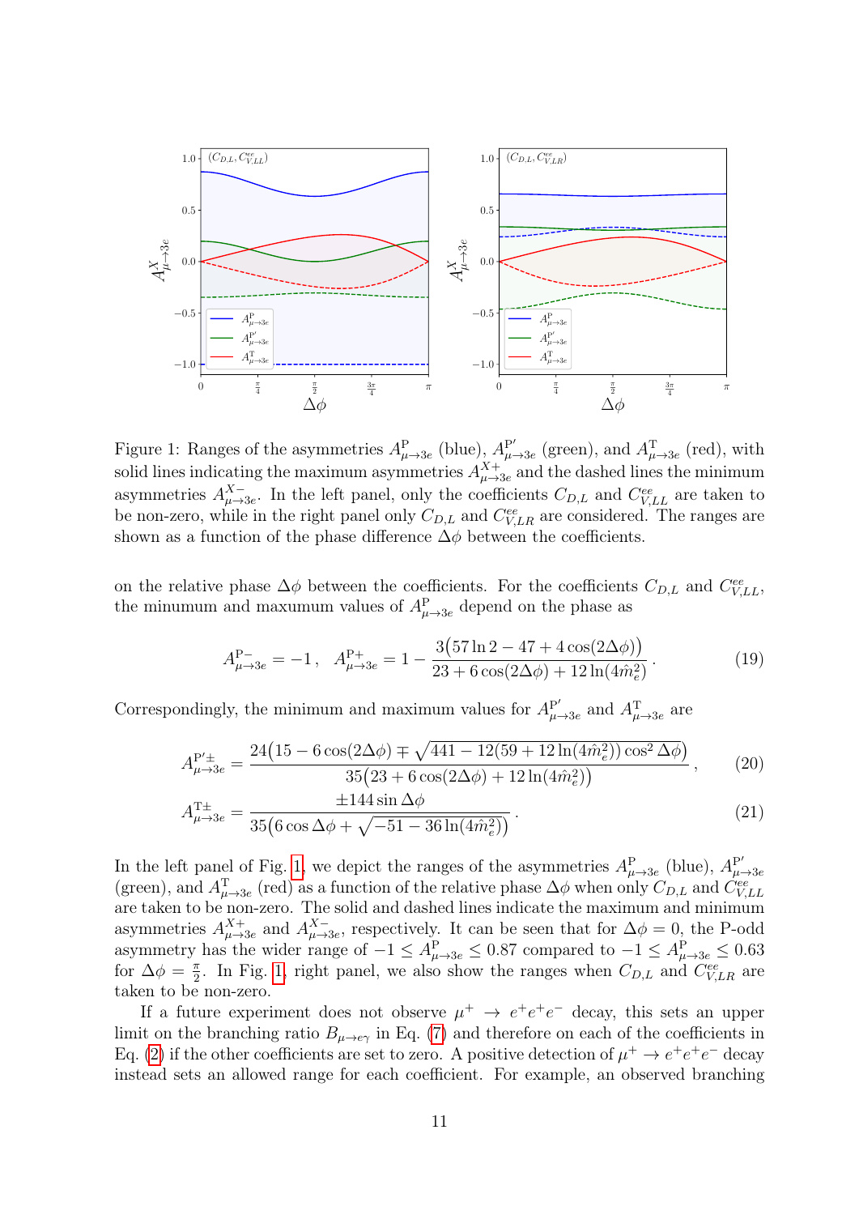Figure 1: Ranges of the asymmetries $A^{\rm P}_{\mu\to 3e}$ (blue), $A^{\rm P'}_{\mu\to 3e}$ (green), and $A^{\rm T}_{\mu\to 3e}$ (red), with solid lines indicating the maximum asymmetries $A^{X+}_{\mu\to 3e}$ and the dashed lines the minimum asymmetries $A^{X-}_{\mu\to 3e}$. In the left panel, only the coefficients $C_{D,L}$ and $C^{ee}_{V,LL}$ are taken to be non-zero, while in the right panel only $C_{D,L}$ and $C^{ee}_{V,LR}$ are considered. The ranges are shown as a function of the phase difference $\Delta\phi$ between the coefficients.

on the relative phase $\Delta\phi$ between the coefficients. For the coefficients $C_{D,L}$ and $C^{ee}_{V,LL}$, the minumum and maxumum values of $A^{\rm P}_{\mu\to 3e}$ depend on the phase as

$$A^{\rm P-}_{\mu\to 3e} = -1\,, \quad A^{\rm P+}_{\mu\to 3e} = 1 - \frac{3\big(57\ln 2 - 47 + 4\cos(2\Delta\phi)\big)}{23 + 6\cos(2\Delta\phi) + 12\ln(4\hat{m}_e^2)}\,. \tag{19}$$

Correspondingly, the minimum and maximum values for $A^{\rm P'}_{\mu\to 3e}$ and $A^{\rm T}_{\mu\to 3e}$ are

$$A^{\rm P'\pm}_{\mu\to 3e} = \frac{24\big(15 - 6\cos(2\Delta\phi) \mp \sqrt{441 - 12(59 + 12\ln(4\hat{m}_e^2))\cos^2\Delta\phi}\big)}{35\big(23 + 6\cos(2\Delta\phi) + 12\ln(4\hat{m}_e^2)\big)}\,, \tag{20}$$

$$A^{\rm T\pm}_{\mu\to 3e} = \frac{\pm 144\sin\Delta\phi}{35\big(6\cos\Delta\phi + \sqrt{-51 - 36\ln(4\hat{m}_e^2)}\big)}\,. \tag{21}$$

In the left panel of Fig. 1, we depict the ranges of the asymmetries $A^{\rm P}_{\mu\to 3e}$ (blue), $A^{\rm P'}_{\mu\to 3e}$ (green), and $A^{\rm T}_{\mu\to 3e}$ (red) as a function of the relative phase $\Delta\phi$ when only $C_{D,L}$ and $C^{ee}_{V,LL}$ are taken to be non-zero. The solid and dashed lines indicate the maximum and minimum asymmetries $A^{X+}_{\mu\to 3e}$ and $A^{X-}_{\mu\to 3e}$, respectively. It can be seen that for $\Delta\phi = 0$, the P-odd asymmetry has the wider range of $-1 \leq A^{\rm P}_{\mu\to 3e} \leq 0.87$ compared to $-1 \leq A^{\rm P}_{\mu\to 3e} \leq 0.63$ for $\Delta\phi = \frac{\pi}{2}$. In Fig. 1, right panel, we also show the ranges when $C_{D,L}$ and $C^{ee}_{V,LR}$ are taken to be non-zero.

If a future experiment does not observe $\mu^+ \to e^+e^+e^-$ decay, this sets an upper limit on the branching ratio $B_{\mu\to e\gamma}$ in Eq. (7) and therefore on each of the coefficients in Eq. (2) if the other coefficients are set to zero. A positive detection of $\mu^+ \to e^+e^+e^-$ decay instead sets an allowed range for each coefficient. For example, an observed branching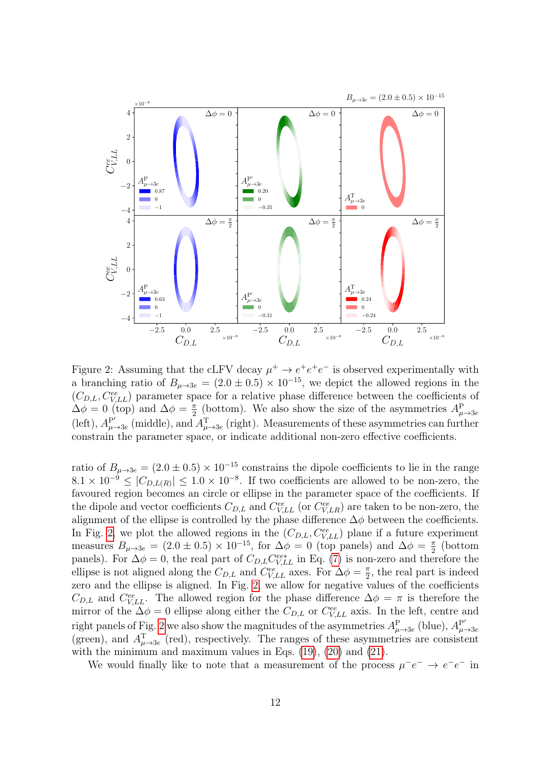Figure 2: Assuming that the cLFV decay $\mu^+ \to e^+e^+e^-$ is observed experimentally with a branching ratio of $B_{\mu\to 3e} = (2.0 \pm 0.5) \times 10^{-15}$, we depict the allowed regions in the $(C_{D,L}, C^{ee}_{V,LL})$ parameter space for a relative phase difference between the coefficients of $\Delta\phi = 0$ (top) and $\Delta\phi = \frac{\pi}{2}$ (bottom). We also show the size of the asymmetries $A^{\rm P}_{\mu\to 3e}$ (left), $A^{\rm P'}_{\mu\to 3e}$ (middle), and $A^{\rm T}_{\mu\to 3e}$ (right). Measurements of these asymmetries can further constrain the parameter space, or indicate additional non-zero effective coefficients.

ratio of $B_{\mu\to 3e} = (2.0 \pm 0.5) \times 10^{-15}$ constrains the dipole coefficients to lie in the range $8.1 \times 10^{-9} \leq |C_{D,L(R)}| \leq 1.0 \times 10^{-8}$. If two coefficients are allowed to be non-zero, the favoured region becomes an circle or ellipse in the parameter space of the coefficients. If the dipole and vector coefficients $C_{D,L}$ and $C^{ee}_{V,LL}$ (or $C^{ee}_{V,LR}$) are taken to be non-zero, the alignment of the ellipse is controlled by the phase difference $\Delta\phi$ between the coefficients. In Fig. 2, we plot the allowed regions in the $(C_{D,L}, C^{ee}_{V,LL})$ plane if a future experiment measures $B_{\mu\to 3e} = (2.0 \pm 0.5) \times 10^{-15}$, for $\Delta\phi = 0$ (top panels) and $\Delta\phi = \frac{\pi}{2}$ (bottom panels). For $\Delta\phi = 0$, the real part of $C_{D,L}C^{ee*}_{V,LL}$ in Eq. (7) is non-zero and therefore the ellipse is not aligned along the $C_{D,L}$ and $C^{ee}_{V,LL}$ axes. For $\Delta\phi = \frac{\pi}{2}$, the real part is indeed zero and the ellipse is aligned. In Fig. 2, we allow for negative values of the coefficients $C_{D,L}$ and $C^{ee}_{V,LL}$. The allowed region for the phase difference $\Delta\phi = \pi$ is therefore the mirror of the $\Delta\phi = 0$ ellipse along either the $C_{D,L}$ or $C^{ee}_{V,LL}$ axis. In the left, centre and right panels of Fig. 2 we also show the magnitudes of the asymmetries $A^{\rm P}_{\mu\to 3e}$ (blue), $A^{\rm P'}_{\mu\to 3e}$ (green), and $A^{\rm T}_{\mu\to 3e}$ (red), respectively. The ranges of these asymmetries are consistent with the minimum and maximum values in Eqs. (19), (20) and (21).

We would finally like to note that a measurement of the process $\mu^- e^- \to e^- e^-$ in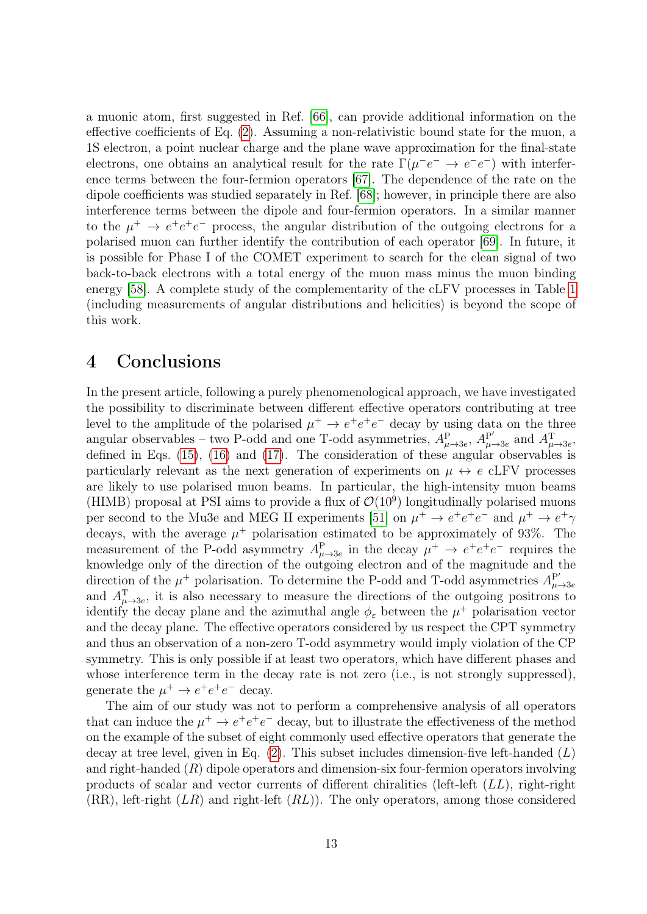a muonic atom, first suggested in Ref. [66], can provide additional information on the effective coefficients of Eq. (2). Assuming a non-relativistic bound state for the muon, a 1S electron, a point nuclear charge and the plane wave approximation for the final-state electrons, one obtains an analytical result for the rate $\Gamma(\mu^- e^- \to e^- e^-)$ with interference terms between the four-fermion operators [67]. The dependence of the rate on the dipole coefficients was studied separately in Ref. [68]; however, in principle there are also interference terms between the dipole and four-fermion operators. In a similar manner to the $\mu^+ \to e^+e^+e^-$ process, the angular distribution of the outgoing electrons for a polarised muon can further identify the contribution of each operator [69]. In future, it is possible for Phase I of the COMET experiment to search for the clean signal of two back-to-back electrons with a total energy of the muon mass minus the muon binding energy [58]. A complete study of the complementarity of the cLFV processes in Table 1 (including measurements of angular distributions and helicities) is beyond the scope of this work.

# 4 Conclusions

In the present article, following a purely phenomenological approach, we have investigated the possibility to discriminate between different effective operators contributing at tree level to the amplitude of the polarised $\mu^+ \to e^+e^+e^-$ decay by using data on the three angular observables – two P-odd and one T-odd asymmetries, $A^{\rm P}_{\mu\to 3e}$, $A^{\rm P'}_{\mu\to 3e}$ and $A^{\rm T}_{\mu\to 3e}$, defined in Eqs. (15), (16) and (17). The consideration of these angular observables is particularly relevant as the next generation of experiments on $\mu \leftrightarrow e$ cLFV processes are likely to use polarised muon beams. In particular, the high-intensity muon beams (HIMB) proposal at PSI aims to provide a flux of $\mathcal{O}(10^9)$ longitudinally polarised muons per second to the Mu3e and MEG II experiments [51] on $\mu^+ \to e^+e^+e^-$ and $\mu^+ \to e^+\gamma$ decays, with the average $\mu^+$ polarisation estimated to be approximately of 93%. The measurement of the P-odd asymmetry $A^{\rm P}_{\mu\to 3e}$ in the decay $\mu^+ \to e^+e^+e^-$ requires the knowledge only of the direction of the outgoing electron and of the magnitude and the direction of the $\mu^+$ polarisation. To determine the P-odd and T-odd asymmetries $A^{\rm P'}_{\mu\to 3e}$ and $A^{\rm T}_{\mu\to 3e}$, it is also necessary to measure the directions of the outgoing positrons to identify the decay plane and the azimuthal angle $\phi_\varepsilon$ between the $\mu^+$ polarisation vector and the decay plane. The effective operators considered by us respect the CPT symmetry and thus an observation of a non-zero T-odd asymmetry would imply violation of the CP symmetry. This is only possible if at least two operators, which have different phases and whose interference term in the decay rate is not zero (i.e., is not strongly suppressed), generate the $\mu^+ \to e^+e^+e^-$ decay.

The aim of our study was not to perform a comprehensive analysis of all operators that can induce the $\mu^+ \to e^+e^+e^-$ decay, but to illustrate the effectiveness of the method on the example of the subset of eight commonly used effective operators that generate the decay at tree level, given in Eq. (2). This subset includes dimension-five left-handed ($L$) and right-handed ($R$) dipole operators and dimension-six four-fermion operators involving products of scalar and vector currents of different chiralities (left-left ($LL$), right-right (RR), left-right ($LR$) and right-left ($RL$)). The only operators, among those considered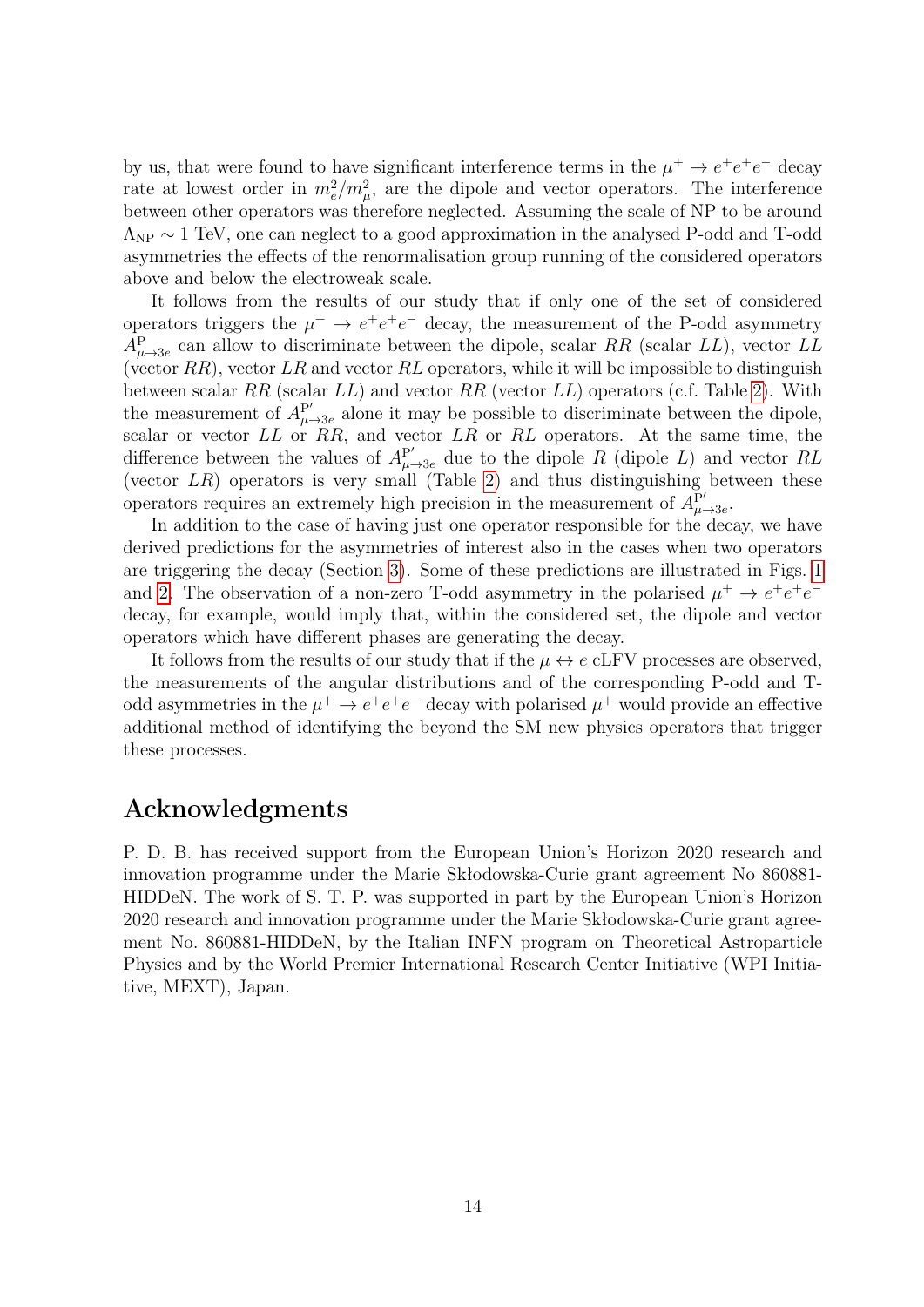by us, that were found to have significant interference terms in the $\mu^+ \to e^+e^+e^-$ decay rate at lowest order in $m_e^2/m_\mu^2$, are the dipole and vector operators. The interference between other operators was therefore neglected. Assuming the scale of NP to be around $\Lambda_{\rm NP} \sim 1$ TeV, one can neglect to a good approximation in the analysed P-odd and T-odd asymmetries the effects of the renormalisation group running of the considered operators above and below the electroweak scale.

It follows from the results of our study that if only one of the set of considered operators triggers the $\mu^+ \to e^+e^+e^-$ decay, the measurement of the P-odd asymmetry $A^{\rm P}_{\mu\to 3e}$ can allow to discriminate between the dipole, scalar $RR$ (scalar $LL$), vector $LL$ (vector $RR$), vector $LR$ and vector $RL$ operators, while it will be impossible to distinguish between scalar $RR$ (scalar $LL$) and vector $RR$ (vector $LL$) operators (c.f. Table 2). With the measurement of $A^{\rm P'}_{\mu\to 3e}$ alone it may be possible to discriminate between the dipole, scalar or vector $LL$ or $RR$, and vector $LR$ or $RL$ operators. At the same time, the difference between the values of $A^{\rm P'}_{\mu\to 3e}$ due to the dipole $R$ (dipole $L$) and vector $RL$ (vector $LR$) operators is very small (Table 2) and thus distinguishing between these operators requires an extremely high precision in the measurement of $A^{\rm P'}_{\mu\to 3e}$.

In addition to the case of having just one operator responsible for the decay, we have derived predictions for the asymmetries of interest also in the cases when two operators are triggering the decay (Section 3). Some of these predictions are illustrated in Figs. 1 and 2. The observation of a non-zero T-odd asymmetry in the polarised $\mu^+ \to e^+e^+e^-$ decay, for example, would imply that, within the considered set, the dipole and vector operators which have different phases are generating the decay.

It follows from the results of our study that if the $\mu \leftrightarrow e$ cLFV processes are observed, the measurements of the angular distributions and of the corresponding P-odd and T-odd asymmetries in the $\mu^+ \to e^+e^+e^-$ decay with polarised $\mu^+$ would provide an effective additional method of identifying the beyond the SM new physics operators that trigger these processes.

## Acknowledgments

P. D. B. has received support from the European Union's Horizon 2020 research and innovation programme under the Marie Skłodowska-Curie grant agreement No 860881-HIDDeN. The work of S. T. P. was supported in part by the European Union's Horizon 2020 research and innovation programme under the Marie Skłodowska-Curie grant agreement No. 860881-HIDDeN, by the Italian INFN program on Theoretical Astroparticle Physics and by the World Premier International Research Center Initiative (WPI Initiative, MEXT), Japan.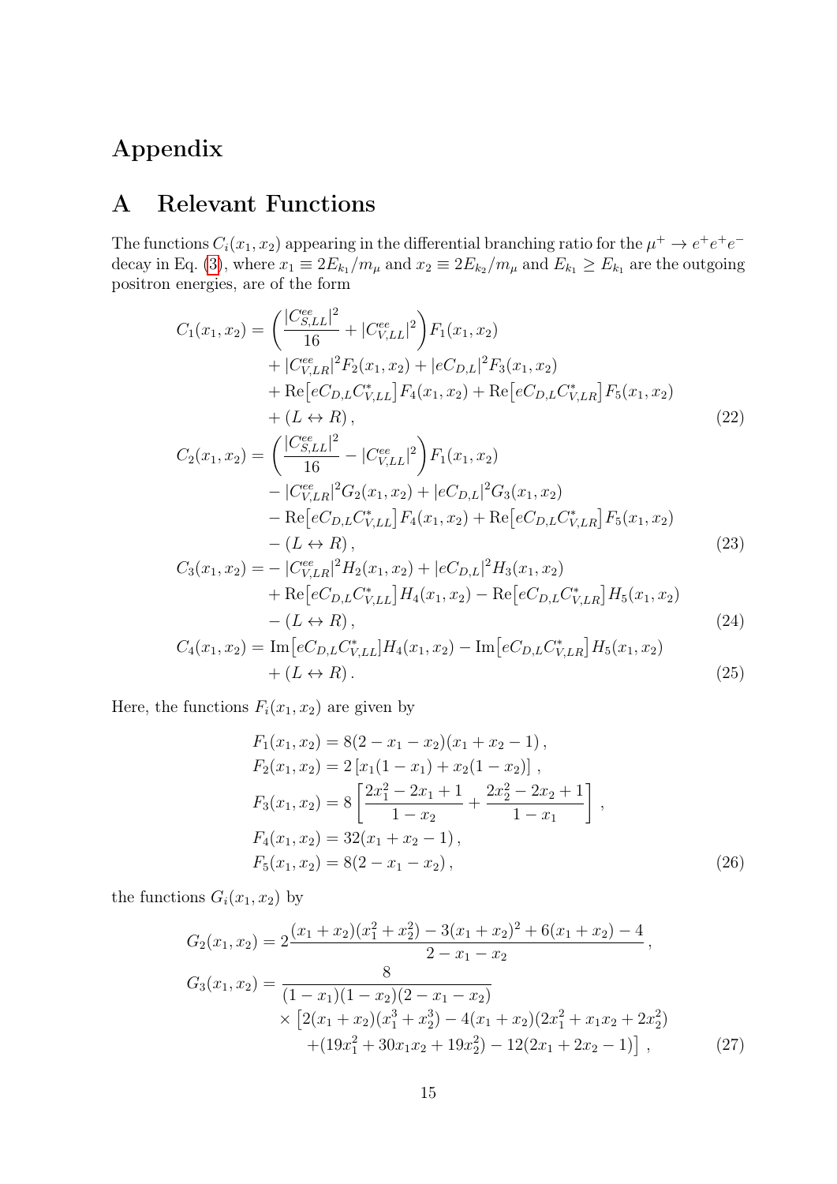# Appendix

## A Relevant Functions

The functions $C_i(x_1, x_2)$ appearing in the differential branching ratio for the $\mu^+ \to e^+e^+e^-$ decay in Eq. (3), where $x_1 \equiv 2E_{k_1}/m_\mu$ and $x_2 \equiv 2E_{k_2}/m_\mu$ and $E_{k_1} \geq E_{k_1}$ are the outgoing positron energies, are of the form

$$
\begin{aligned}
C_1(x_1, x_2) = &\left(\frac{|C^{ee}_{S,LL}|^2}{16} + |C^{ee}_{V,LL}|^2\right) F_1(x_1, x_2) \\
&+ |C^{ee}_{V,LR}|^2 F_2(x_1, x_2) + |eC_{D,L}|^2 F_3(x_1, x_2) \\
&+ \mathrm{Re}\big[eC_{D,L}C^*_{V,LL}\big] F_4(x_1, x_2) + \mathrm{Re}\big[eC_{D,L}C^*_{V,LR}\big] F_5(x_1, x_2) \\
&+ (L \leftrightarrow R)\,, 
\end{aligned} \tag{22}
$$

$$
\begin{aligned}
C_2(x_1, x_2) = &\left(\frac{|C^{ee}_{S,LL}|^2}{16} - |C^{ee}_{V,LL}|^2\right) F_1(x_1, x_2) \\
&- |C^{ee}_{V,LR}|^2 G_2(x_1, x_2) + |eC_{D,L}|^2 G_3(x_1, x_2) \\
&- \mathrm{Re}\big[eC_{D,L}C^*_{V,LL}\big] F_4(x_1, x_2) + \mathrm{Re}\big[eC_{D,L}C^*_{V,LR}\big] F_5(x_1, x_2) \\
&- (L \leftrightarrow R)\,, 
\end{aligned} \tag{23}
$$

$$
\begin{aligned}
C_3(x_1, x_2) = &- |C^{ee}_{V,LR}|^2 H_2(x_1, x_2) + |eC_{D,L}|^2 H_3(x_1, x_2) \\
&+ \mathrm{Re}\big[eC_{D,L}C^*_{V,LL}\big] H_4(x_1, x_2) - \mathrm{Re}\big[eC_{D,L}C^*_{V,LR}\big] H_5(x_1, x_2) \\
&- (L \leftrightarrow R)\,, 
\end{aligned} \tag{24}
$$

$$
\begin{aligned}
C_4(x_1, x_2) = &\,\mathrm{Im}\big[eC_{D,L}C^*_{V,LL}\big] H_4(x_1, x_2) - \mathrm{Im}\big[eC_{D,L}C^*_{V,LR}\big] H_5(x_1, x_2) \\
&+ (L \leftrightarrow R)\,. 
\end{aligned} \tag{25}
$$

Here, the functions $F_i(x_1, x_2)$ are given by

$$
\begin{aligned}
F_1(x_1, x_2) &= 8(2 - x_1 - x_2)(x_1 + x_2 - 1)\,, \\
F_2(x_1, x_2) &= 2\left[x_1(1 - x_1) + x_2(1 - x_2)\right]\,, \\
F_3(x_1, x_2) &= 8\left[\frac{2x_1^2 - 2x_1 + 1}{1 - x_2} + \frac{2x_2^2 - 2x_2 + 1}{1 - x_1}\right]\,, \\
F_4(x_1, x_2) &= 32(x_1 + x_2 - 1)\,, \\
F_5(x_1, x_2) &= 8(2 - x_1 - x_2)\,, 
\end{aligned} \tag{26}
$$

the functions $G_i(x_1, x_2)$ by

$$
\begin{aligned}
G_2(x_1, x_2) = &\, 2\frac{(x_1 + x_2)(x_1^2 + x_2^2) - 3(x_1 + x_2)^2 + 6(x_1 + x_2) - 4}{2 - x_1 - x_2}\,, \\
G_3(x_1, x_2) = &\, \frac{8}{(1 - x_1)(1 - x_2)(2 - x_1 - x_2)} \\
&\times \big[2(x_1 + x_2)(x_1^3 + x_2^3) - 4(x_1 + x_2)(2x_1^2 + x_1x_2 + 2x_2^2) \\
&\quad + (19x_1^2 + 30x_1x_2 + 19x_2^2) - 12(2x_1 + 2x_2 - 1)\big]\,, 
\end{aligned} \tag{27}
$$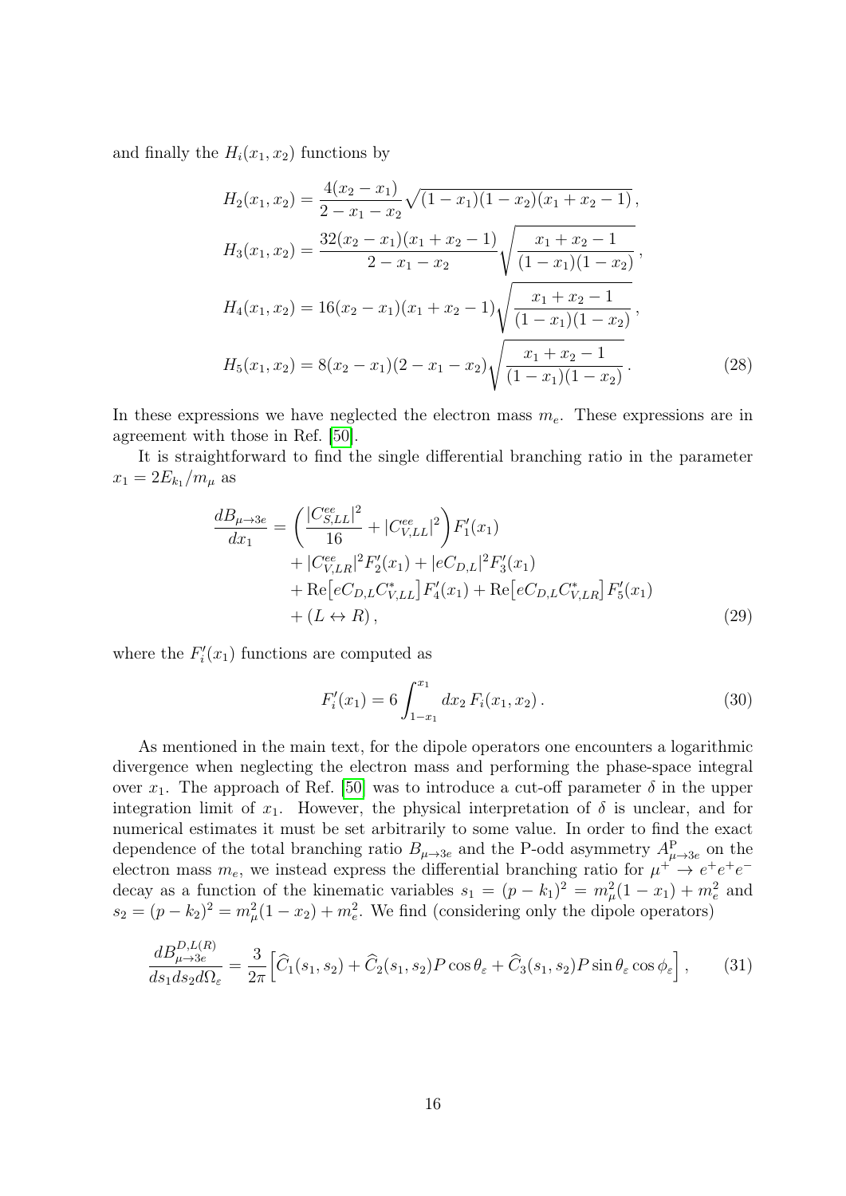and finally the $H_i(x_1, x_2)$ functions by

$$
\begin{aligned}
H_2(x_1, x_2) &= \frac{4(x_2 - x_1)}{2 - x_1 - x_2} \sqrt{(1 - x_1)(1 - x_2)(x_1 + x_2 - 1)}\,, \\
H_3(x_1, x_2) &= \frac{32(x_2 - x_1)(x_1 + x_2 - 1)}{2 - x_1 - x_2} \sqrt{\frac{x_1 + x_2 - 1}{(1 - x_1)(1 - x_2)}}\,, \\
H_4(x_1, x_2) &= 16(x_2 - x_1)(x_1 + x_2 - 1) \sqrt{\frac{x_1 + x_2 - 1}{(1 - x_1)(1 - x_2)}}\,, \\
H_5(x_1, x_2) &= 8(x_2 - x_1)(2 - x_1 - x_2) \sqrt{\frac{x_1 + x_2 - 1}{(1 - x_1)(1 - x_2)}}\,.
\end{aligned} \tag{28}
$$

In these expressions we have neglected the electron mass $m_e$. These expressions are in agreement with those in Ref. [50].

It is straightforward to find the single differential branching ratio in the parameter $x_1 = 2E_{k_1}/m_\mu$ as

$$
\begin{aligned}
\frac{dB_{\mu\to 3e}}{dx_1} &= \left( \frac{|C^{ee}_{S,LL}|^2}{16} + |C^{ee}_{V,LL}|^2 \right) F'_1(x_1) \\
&\quad + |C^{ee}_{V,LR}|^2 F'_2(x_1) + |eC_{D,L}|^2 F'_3(x_1) \\
&\quad + \mathrm{Re}\big[eC_{D,L} C^{*}_{V,LL}\big] F'_4(x_1) + \mathrm{Re}\big[eC_{D,L} C^{*}_{V,LR}\big] F'_5(x_1) \\
&\quad + (L \leftrightarrow R)\,,
\end{aligned} \tag{29}
$$

where the $F'_i(x_1)$ functions are computed as

$$
F'_i(x_1) = 6 \int_{1-x_1}^{x_1} dx_2\, F_i(x_1, x_2)\,. \tag{30}
$$

As mentioned in the main text, for the dipole operators one encounters a logarithmic divergence when neglecting the electron mass and performing the phase-space integral over $x_1$. The approach of Ref. [50] was to introduce a cut-off parameter $\delta$ in the upper integration limit of $x_1$. However, the physical interpretation of $\delta$ is unclear, and for numerical estimates it must be set arbitrarily to some value. In order to find the exact dependence of the total branching ratio $B_{\mu\to 3e}$ and the P-odd asymmetry $A^{\mathrm{P}}_{\mu\to 3e}$ on the electron mass $m_e$, we instead express the differential branching ratio for $\mu^+ \to e^+e^+e^-$ decay as a function of the kinematic variables $s_1 = (p - k_1)^2 = m_\mu^2(1 - x_1) + m_e^2$ and $s_2 = (p - k_2)^2 = m_\mu^2(1 - x_2) + m_e^2$. We find (considering only the dipole operators)

$$
\frac{dB^{D,L(R)}_{\mu\to 3e}}{ds_1 ds_2 d\Omega_\varepsilon} = \frac{3}{2\pi} \Big[ \widehat{C}_1(s_1, s_2) + \widehat{C}_2(s_1, s_2) P \cos\theta_\varepsilon + \widehat{C}_3(s_1, s_2) P \sin\theta_\varepsilon \cos\phi_\varepsilon \Big]\,, \tag{31}
$$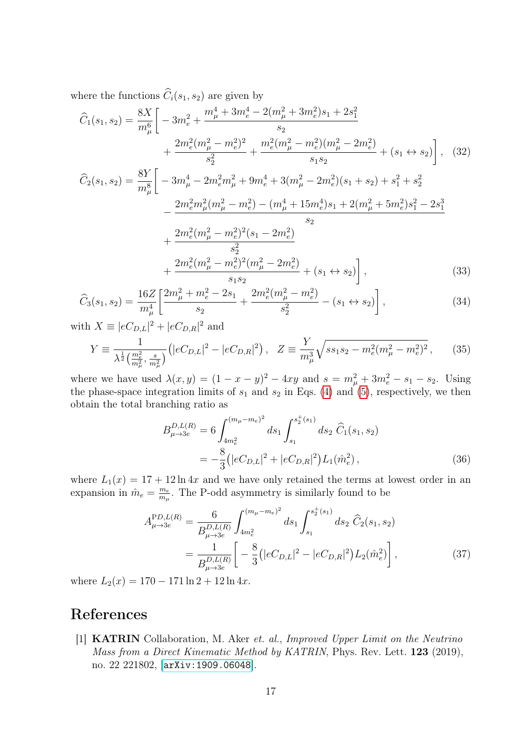where the functions $\widehat{C}_i(s_1, s_2)$ are given by

$$
\begin{aligned}
\widehat{C}_1(s_1, s_2) = \frac{8X}{m_\mu^6}\bigg[ & -3m_e^2 + \frac{m_\mu^4 + 3m_e^4 - 2(m_\mu^2 + 3m_e^2)s_1 + 2s_1^2}{s_2} \\
& + \frac{2m_e^2(m_\mu^2 - m_e^2)^2}{s_2^2} + \frac{m_e^2(m_\mu^2 - m_e^2)(m_\mu^2 - 2m_e^2)}{s_1 s_2} + (s_1 \leftrightarrow s_2)\bigg] , \quad (32)
\end{aligned}
$$

$$
\begin{aligned}
\widehat{C}_2(s_1, s_2) = \frac{8Y}{m_\mu^8}\bigg[ & -3m_\mu^4 - 2m_e^2 m_\mu^2 + 9m_e^4 + 3(m_\mu^2 - 2m_e^2)(s_1 + s_2) + s_1^2 + s_2^2 \\
& - \frac{2m_e^2 m_\mu^2(m_\mu^2 - m_e^2) - (m_\mu^4 + 15m_e^4)s_1 + 2(m_\mu^2 + 5m_e^2)s_1^2 - 2s_1^3}{s_2} \\
& + \frac{2m_e^2(m_\mu^2 - m_e^2)^2(s_1 - 2m_e^2)}{s_2^2} \\
& + \frac{2m_e^2(m_\mu^2 - m_e^2)^2(m_\mu^2 - 2m_e^2)}{s_1 s_2} + (s_1 \leftrightarrow s_2)\bigg] , \quad (33)
\end{aligned}
$$

$$
\widehat{C}_3(s_1, s_2) = \frac{16Z}{m_\mu^4}\left[\frac{2m_\mu^2 + m_e^2 - 2s_1}{s_2} + \frac{2m_e^2(m_\mu^2 - m_e^2)}{s_2^2} - (s_1 \leftrightarrow s_2)\right] , \quad (34)
$$

with $X \equiv |eC_{D,L}|^2 + |eC_{D,R}|^2$ and

$$
Y \equiv \frac{1}{\lambda^{\frac{1}{2}}\left(\frac{m_e^2}{m_\mu^2}, \frac{s}{m_\mu^2}\right)}\left(|eC_{D,L}|^2 - |eC_{D,R}|^2\right) , \quad Z \equiv \frac{Y}{m_\mu^3}\sqrt{s s_1 s_2 - m_e^2(m_\mu^2 - m_e^2)^2} , \quad (35)
$$

where we have used $\lambda(x, y) = (1 - x - y)^2 - 4xy$ and $s = m_\mu^2 + 3m_e^2 - s_1 - s_2$. Using the phase-space integration limits of $s_1$ and $s_2$ in Eqs. (4) and (5), respectively, we then obtain the total branching ratio as

$$
\begin{aligned}
B_{\mu\to 3e}^{D,L(R)} &= 6\int_{4m_e^2}^{(m_\mu - m_e)^2} ds_1 \int_{s_1}^{s_2^+(s_1)} ds_2\, \widehat{C}_1(s_1, s_2) \\
&= -\frac{8}{3}\left(|eC_{D,L}|^2 + |eC_{D,R}|^2\right) L_1(\hat{m}_e^2) , \quad (36)
\end{aligned}
$$

where $L_1(x) = 17 + 12\ln 4x$ and we have only retained the terms at lowest order in an expansion in $\hat{m}_e = \frac{m_e}{m_\mu}$. The P-odd asymmetry is similarly found to be

$$
\begin{aligned}
A_{\mu\to 3e}^{\mathrm{PD},L(R)} &= \frac{6}{B_{\mu\to 3e}^{D,L(R)}}\int_{4m_e^2}^{(m_\mu - m_e)^2} ds_1 \int_{s_1}^{s_2^+(s_1)} ds_2\, \widehat{C}_2(s_1, s_2) \\
&= \frac{1}{B_{\mu\to 3e}^{D,L(R)}}\left[-\frac{8}{3}\left(|eC_{D,L}|^2 - |eC_{D,R}|^2\right) L_2(\hat{m}_e^2)\right] , \quad (37)
\end{aligned}
$$

where $L_2(x) = 170 - 171\ln 2 + 12\ln 4x$.

# References

[1] **KATRIN** Collaboration, M. Aker *et. al.*, *Improved Upper Limit on the Neutrino Mass from a Direct Kinematic Method by KATRIN*, Phys. Rev. Lett. **123** (2019), no. 22 221802, [arXiv:1909.06048].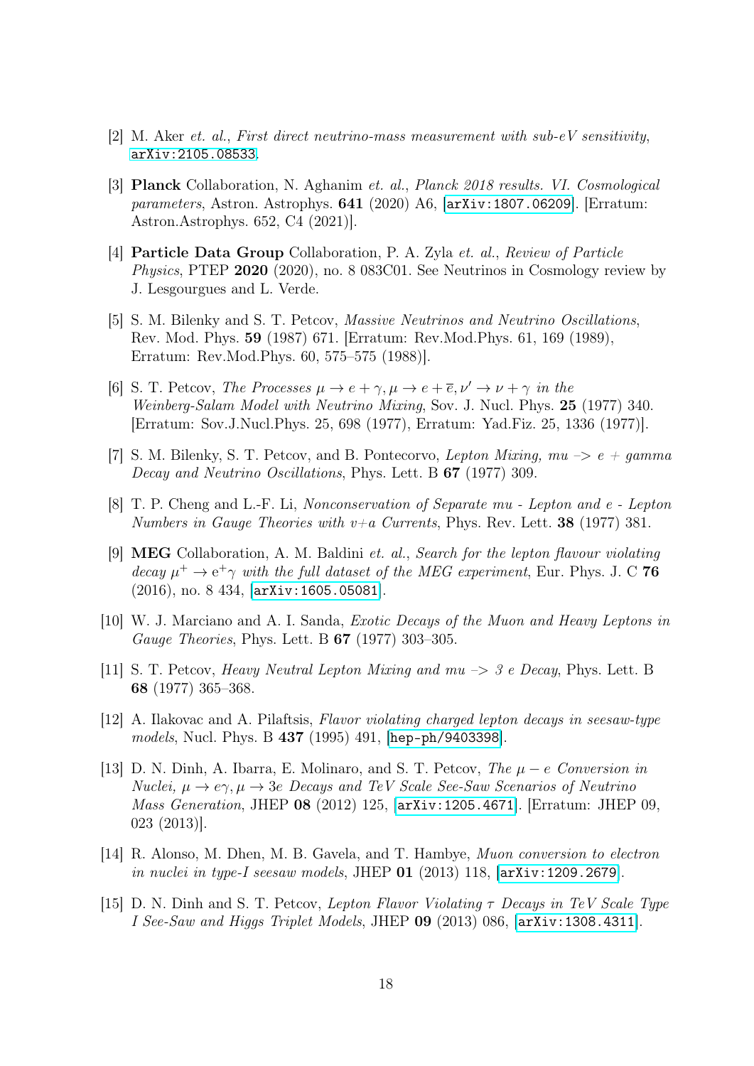[2] M. Aker *et. al.*, *First direct neutrino-mass measurement with sub-eV sensitivity*, arXiv:2105.08533.

[3] **Planck** Collaboration, N. Aghanim *et. al.*, *Planck 2018 results. VI. Cosmological parameters*, Astron. Astrophys. **641** (2020) A6, [arXiv:1807.06209]. [Erratum: Astron.Astrophys. 652, C4 (2021)].

[4] **Particle Data Group** Collaboration, P. A. Zyla *et. al.*, *Review of Particle Physics*, PTEP **2020** (2020), no. 8 083C01. See Neutrinos in Cosmology review by J. Lesgourgues and L. Verde.

[5] S. M. Bilenky and S. T. Petcov, *Massive Neutrinos and Neutrino Oscillations*, Rev. Mod. Phys. **59** (1987) 671. [Erratum: Rev.Mod.Phys. 61, 169 (1989), Erratum: Rev.Mod.Phys. 60, 575–575 (1988)].

[6] S. T. Petcov, *The Processes $\mu \to e + \gamma, \mu \to e + \overline{e}, \nu' \to \nu + \gamma$ in the Weinberg-Salam Model with Neutrino Mixing*, Sov. J. Nucl. Phys. **25** (1977) 340. [Erratum: Sov.J.Nucl.Phys. 25, 698 (1977), Erratum: Yad.Fiz. 25, 1336 (1977)].

[7] S. M. Bilenky, S. T. Petcov, and B. Pontecorvo, *Lepton Mixing, mu –> e + gamma Decay and Neutrino Oscillations*, Phys. Lett. B **67** (1977) 309.

[8] T. P. Cheng and L.-F. Li, *Nonconservation of Separate mu - Lepton and e - Lepton Numbers in Gauge Theories with v+a Currents*, Phys. Rev. Lett. **38** (1977) 381.

[9] **MEG** Collaboration, A. M. Baldini *et. al.*, *Search for the lepton flavour violating decay $\mu^+ \to \mathrm{e}^+\gamma$ with the full dataset of the MEG experiment*, Eur. Phys. J. C **76** (2016), no. 8 434, [arXiv:1605.05081].

[10] W. J. Marciano and A. I. Sanda, *Exotic Decays of the Muon and Heavy Leptons in Gauge Theories*, Phys. Lett. B **67** (1977) 303–305.

[11] S. T. Petcov, *Heavy Neutral Lepton Mixing and mu –> 3 e Decay*, Phys. Lett. B **68** (1977) 365–368.

[12] A. Ilakovac and A. Pilaftsis, *Flavor violating charged lepton decays in seesaw-type models*, Nucl. Phys. B **437** (1995) 491, [hep-ph/9403398].

[13] D. N. Dinh, A. Ibarra, E. Molinaro, and S. T. Petcov, *The $\mu - e$ Conversion in Nuclei, $\mu \to e\gamma, \mu \to 3e$ Decays and TeV Scale See-Saw Scenarios of Neutrino Mass Generation*, JHEP **08** (2012) 125, [arXiv:1205.4671]. [Erratum: JHEP 09, 023 (2013)].

[14] R. Alonso, M. Dhen, M. B. Gavela, and T. Hambye, *Muon conversion to electron in nuclei in type-I seesaw models*, JHEP **01** (2013) 118, [arXiv:1209.2679].

[15] D. N. Dinh and S. T. Petcov, *Lepton Flavor Violating $\tau$ Decays in TeV Scale Type I See-Saw and Higgs Triplet Models*, JHEP **09** (2013) 086, [arXiv:1308.4311].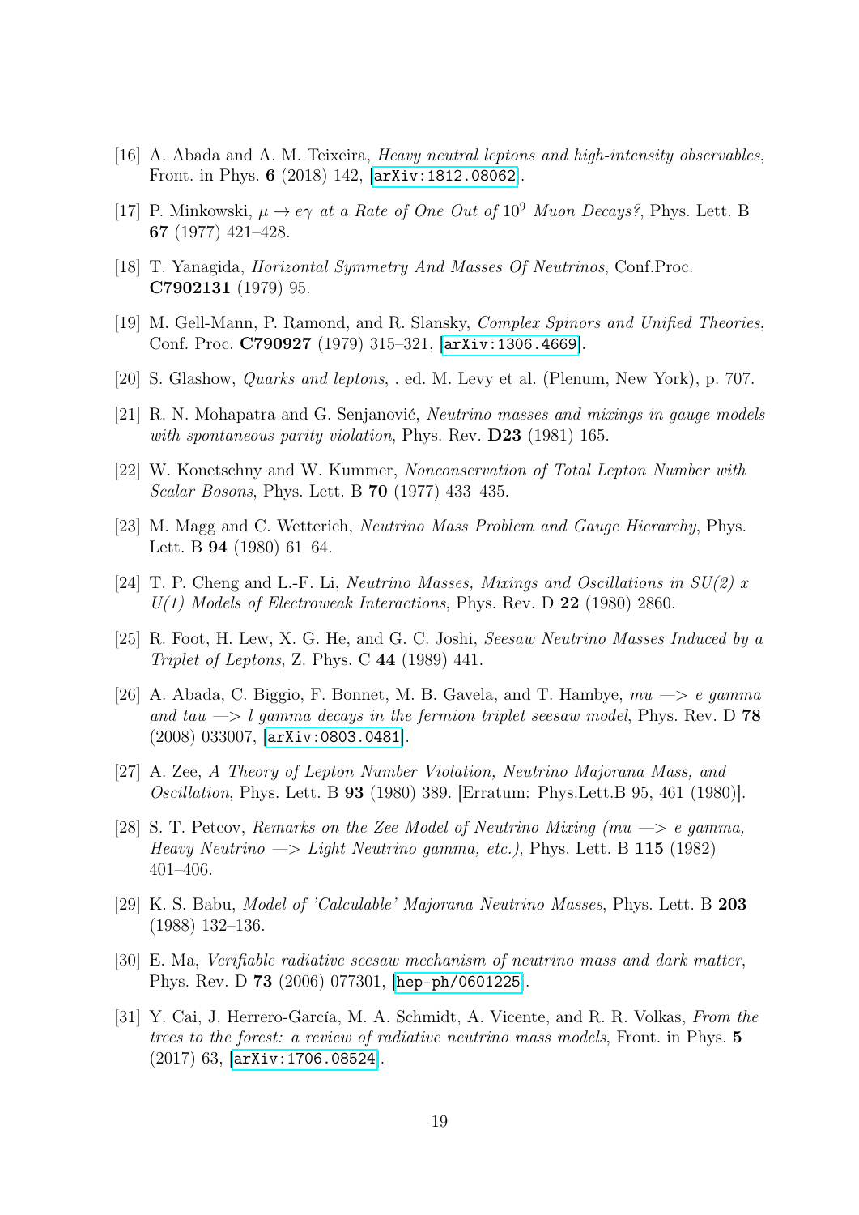[16] A. Abada and A. M. Teixeira, *Heavy neutral leptons and high-intensity observables*, Front. in Phys. **6** (2018) 142, [arXiv:1812.08062].

[17] P. Minkowski, *$\mu \to e\gamma$ at a Rate of One Out of $10^9$ Muon Decays?*, Phys. Lett. B **67** (1977) 421–428.

[18] T. Yanagida, *Horizontal Symmetry And Masses Of Neutrinos*, Conf.Proc. **C7902131** (1979) 95.

[19] M. Gell-Mann, P. Ramond, and R. Slansky, *Complex Spinors and Unified Theories*, Conf. Proc. **C790927** (1979) 315–321, [arXiv:1306.4669].

[20] S. Glashow, *Quarks and leptons*, . ed. M. Levy et al. (Plenum, New York), p. 707.

[21] R. N. Mohapatra and G. Senjanović, *Neutrino masses and mixings in gauge models with spontaneous parity violation*, Phys. Rev. **D23** (1981) 165.

[22] W. Konetschny and W. Kummer, *Nonconservation of Total Lepton Number with Scalar Bosons*, Phys. Lett. B **70** (1977) 433–435.

[23] M. Magg and C. Wetterich, *Neutrino Mass Problem and Gauge Hierarchy*, Phys. Lett. B **94** (1980) 61–64.

[24] T. P. Cheng and L.-F. Li, *Neutrino Masses, Mixings and Oscillations in SU(2) x U(1) Models of Electroweak Interactions*, Phys. Rev. D **22** (1980) 2860.

[25] R. Foot, H. Lew, X. G. He, and G. C. Joshi, *Seesaw Neutrino Masses Induced by a Triplet of Leptons*, Z. Phys. C **44** (1989) 441.

[26] A. Abada, C. Biggio, F. Bonnet, M. B. Gavela, and T. Hambye, *mu —> e gamma and tau —> l gamma decays in the fermion triplet seesaw model*, Phys. Rev. D **78** (2008) 033007, [arXiv:0803.0481].

[27] A. Zee, *A Theory of Lepton Number Violation, Neutrino Majorana Mass, and Oscillation*, Phys. Lett. B **93** (1980) 389. [Erratum: Phys.Lett.B 95, 461 (1980)].

[28] S. T. Petcov, *Remarks on the Zee Model of Neutrino Mixing (mu —> e gamma, Heavy Neutrino —> Light Neutrino gamma, etc.)*, Phys. Lett. B **115** (1982) 401–406.

[29] K. S. Babu, *Model of 'Calculable' Majorana Neutrino Masses*, Phys. Lett. B **203** (1988) 132–136.

[30] E. Ma, *Verifiable radiative seesaw mechanism of neutrino mass and dark matter*, Phys. Rev. D **73** (2006) 077301, [hep-ph/0601225].

[31] Y. Cai, J. Herrero-García, M. A. Schmidt, A. Vicente, and R. R. Volkas, *From the trees to the forest: a review of radiative neutrino mass models*, Front. in Phys. **5** (2017) 63, [arXiv:1706.08524].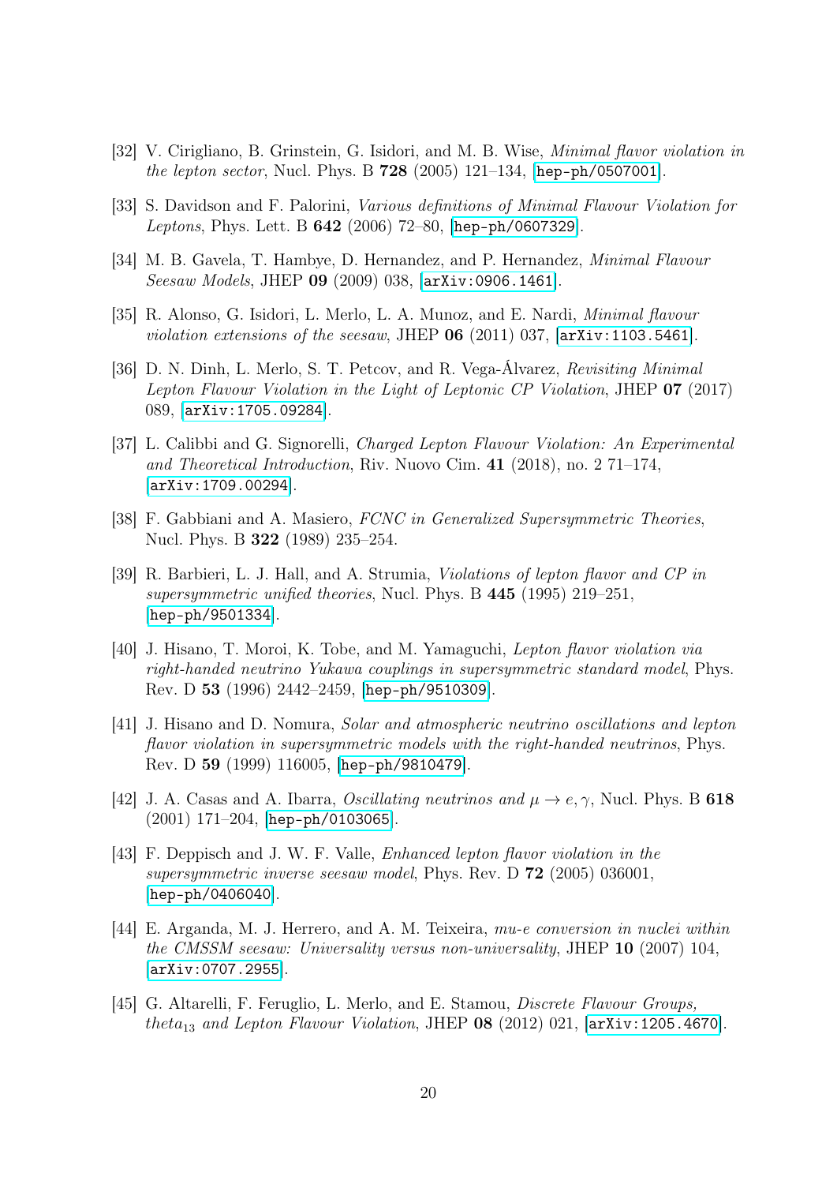[32] V. Cirigliano, B. Grinstein, G. Isidori, and M. B. Wise, *Minimal flavor violation in the lepton sector*, Nucl. Phys. B **728** (2005) 121–134, [hep-ph/0507001].

[33] S. Davidson and F. Palorini, *Various definitions of Minimal Flavour Violation for Leptons*, Phys. Lett. B **642** (2006) 72–80, [hep-ph/0607329].

[34] M. B. Gavela, T. Hambye, D. Hernandez, and P. Hernandez, *Minimal Flavour Seesaw Models*, JHEP **09** (2009) 038, [arXiv:0906.1461].

[35] R. Alonso, G. Isidori, L. Merlo, L. A. Munoz, and E. Nardi, *Minimal flavour violation extensions of the seesaw*, JHEP **06** (2011) 037, [arXiv:1103.5461].

[36] D. N. Dinh, L. Merlo, S. T. Petcov, and R. Vega-Álvarez, *Revisiting Minimal Lepton Flavour Violation in the Light of Leptonic CP Violation*, JHEP **07** (2017) 089, [arXiv:1705.09284].

[37] L. Calibbi and G. Signorelli, *Charged Lepton Flavour Violation: An Experimental and Theoretical Introduction*, Riv. Nuovo Cim. **41** (2018), no. 2 71–174, [arXiv:1709.00294].

[38] F. Gabbiani and A. Masiero, *FCNC in Generalized Supersymmetric Theories*, Nucl. Phys. B **322** (1989) 235–254.

[39] R. Barbieri, L. J. Hall, and A. Strumia, *Violations of lepton flavor and CP in supersymmetric unified theories*, Nucl. Phys. B **445** (1995) 219–251, [hep-ph/9501334].

[40] J. Hisano, T. Moroi, K. Tobe, and M. Yamaguchi, *Lepton flavor violation via right-handed neutrino Yukawa couplings in supersymmetric standard model*, Phys. Rev. D **53** (1996) 2442–2459, [hep-ph/9510309].

[41] J. Hisano and D. Nomura, *Solar and atmospheric neutrino oscillations and lepton flavor violation in supersymmetric models with the right-handed neutrinos*, Phys. Rev. D **59** (1999) 116005, [hep-ph/9810479].

[42] J. A. Casas and A. Ibarra, *Oscillating neutrinos and $\mu \to e, \gamma$*, Nucl. Phys. B **618** (2001) 171–204, [hep-ph/0103065].

[43] F. Deppisch and J. W. F. Valle, *Enhanced lepton flavor violation in the supersymmetric inverse seesaw model*, Phys. Rev. D **72** (2005) 036001, [hep-ph/0406040].

[44] E. Arganda, M. J. Herrero, and A. M. Teixeira, *mu-e conversion in nuclei within the CMSSM seesaw: Universality versus non-universality*, JHEP **10** (2007) 104, [arXiv:0707.2955].

[45] G. Altarelli, F. Feruglio, L. Merlo, and E. Stamou, *Discrete Flavour Groups, $theta_{13}$ and Lepton Flavour Violation*, JHEP **08** (2012) 021, [arXiv:1205.4670].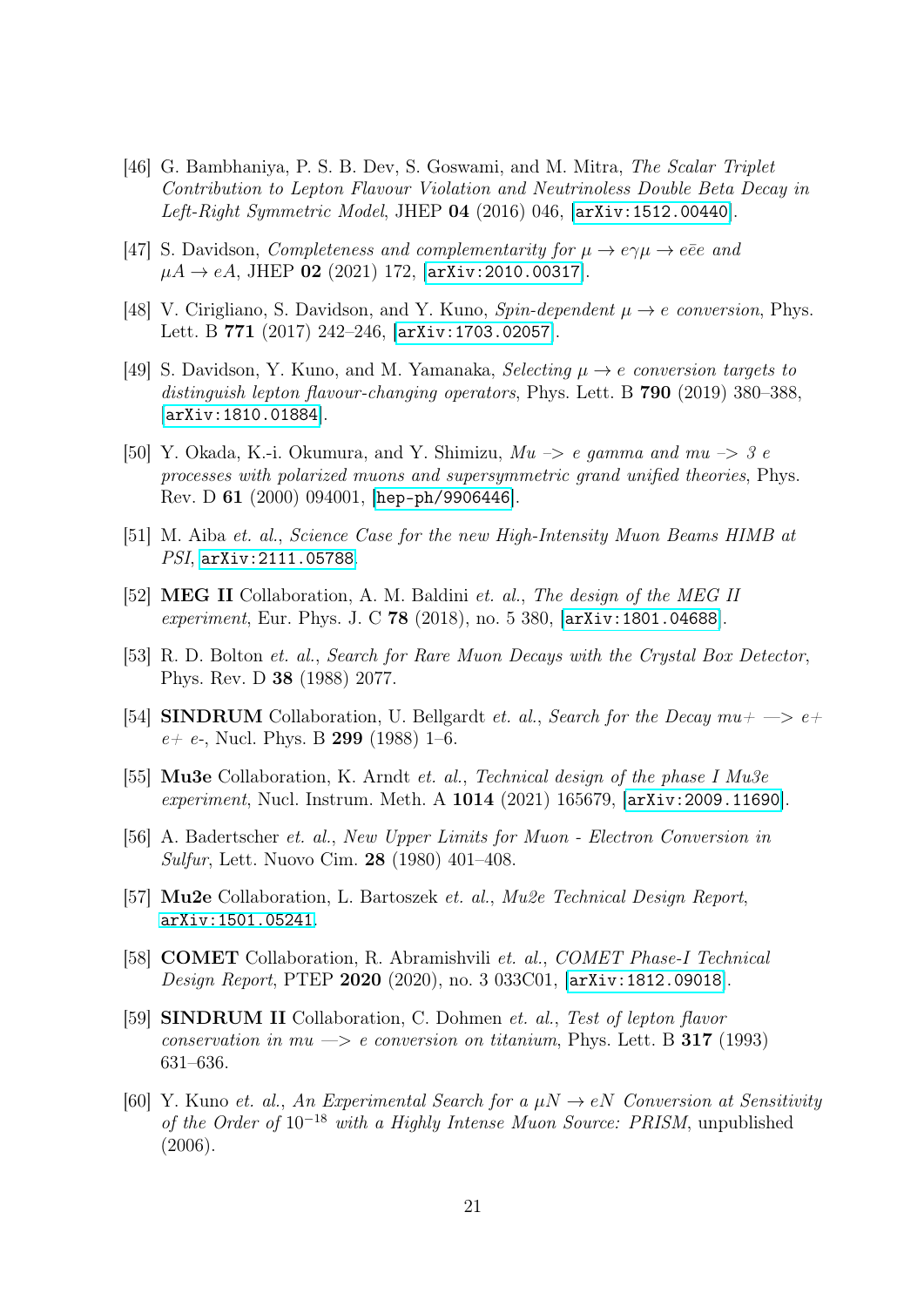[46] G. Bambhaniya, P. S. B. Dev, S. Goswami, and M. Mitra, *The Scalar Triplet Contribution to Lepton Flavour Violation and Neutrinoless Double Beta Decay in Left-Right Symmetric Model*, JHEP **04** (2016) 046, [arXiv:1512.00440].

[47] S. Davidson, *Completeness and complementarity for $\mu \to e\gamma\mu \to e\bar{e}e$ and $\mu A \to eA$*, JHEP **02** (2021) 172, [arXiv:2010.00317].

[48] V. Cirigliano, S. Davidson, and Y. Kuno, *Spin-dependent $\mu \to e$ conversion*, Phys. Lett. B **771** (2017) 242–246, [arXiv:1703.02057].

[49] S. Davidson, Y. Kuno, and M. Yamanaka, *Selecting $\mu \to e$ conversion targets to distinguish lepton flavour-changing operators*, Phys. Lett. B **790** (2019) 380–388, [arXiv:1810.01884].

[50] Y. Okada, K.-i. Okumura, and Y. Shimizu, *Mu -> e gamma and mu -> 3 e processes with polarized muons and supersymmetric grand unified theories*, Phys. Rev. D **61** (2000) 094001, [hep-ph/9906446].

[51] M. Aiba *et. al.*, *Science Case for the new High-Intensity Muon Beams HIMB at PSI*, arXiv:2111.05788.

[52] **MEG II** Collaboration, A. M. Baldini *et. al.*, *The design of the MEG II experiment*, Eur. Phys. J. C **78** (2018), no. 5 380, [arXiv:1801.04688].

[53] R. D. Bolton *et. al.*, *Search for Rare Muon Decays with the Crystal Box Detector*, Phys. Rev. D **38** (1988) 2077.

[54] **SINDRUM** Collaboration, U. Bellgardt *et. al.*, *Search for the Decay mu+ —> e+ e+ e-*, Nucl. Phys. B **299** (1988) 1–6.

[55] **Mu3e** Collaboration, K. Arndt *et. al.*, *Technical design of the phase I Mu3e experiment*, Nucl. Instrum. Meth. A **1014** (2021) 165679, [arXiv:2009.11690].

[56] A. Badertscher *et. al.*, *New Upper Limits for Muon - Electron Conversion in Sulfur*, Lett. Nuovo Cim. **28** (1980) 401–408.

[57] **Mu2e** Collaboration, L. Bartoszek *et. al.*, *Mu2e Technical Design Report*, arXiv:1501.05241.

[58] **COMET** Collaboration, R. Abramishvili *et. al.*, *COMET Phase-I Technical Design Report*, PTEP **2020** (2020), no. 3 033C01, [arXiv:1812.09018].

[59] **SINDRUM II** Collaboration, C. Dohmen *et. al.*, *Test of lepton flavor conservation in mu —> e conversion on titanium*, Phys. Lett. B **317** (1993) 631–636.

[60] Y. Kuno *et. al.*, *An Experimental Search for a $\mu N \to eN$ Conversion at Sensitivity of the Order of $10^{-18}$ with a Highly Intense Muon Source: PRISM*, unpublished (2006).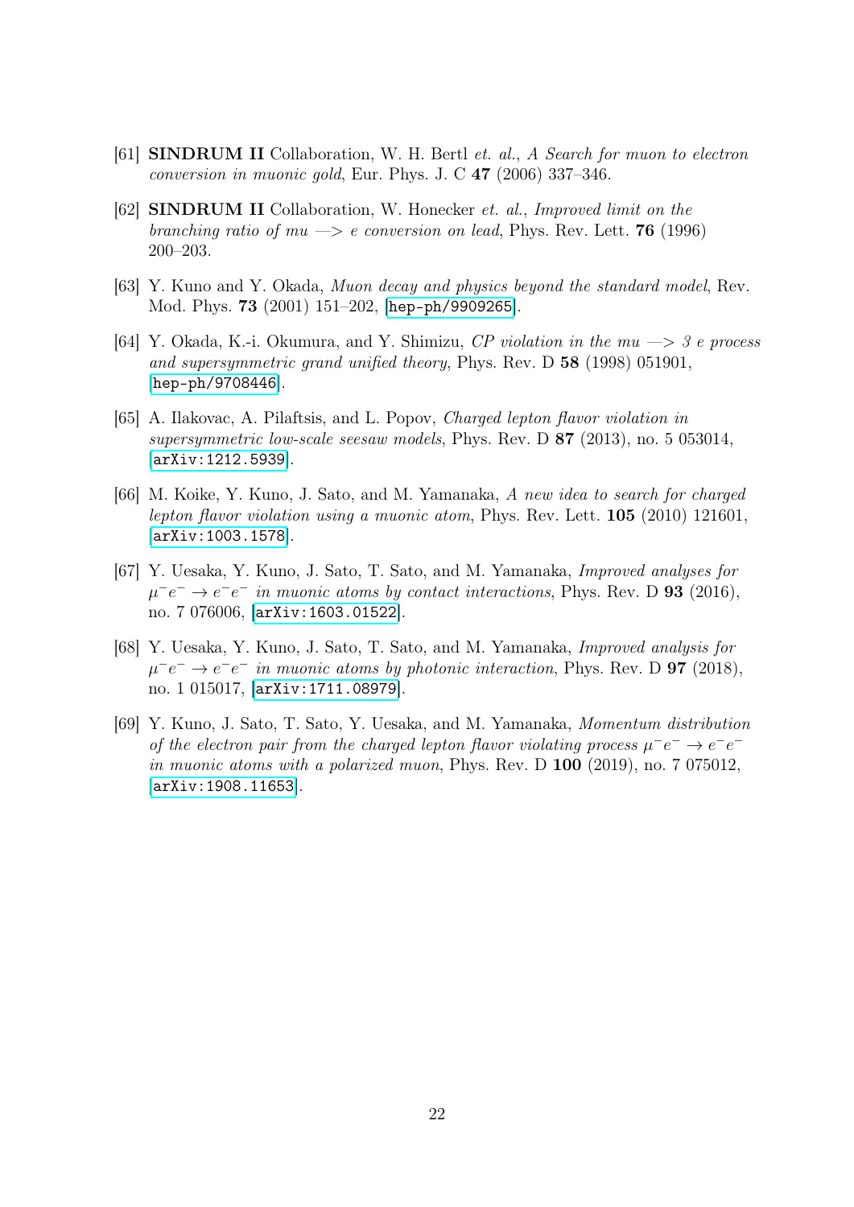[61] **SINDRUM II** Collaboration, W. H. Bertl *et. al.*, *A Search for muon to electron conversion in muonic gold*, Eur. Phys. J. C **47** (2006) 337–346.

[62] **SINDRUM II** Collaboration, W. Honecker *et. al.*, *Improved limit on the branching ratio of mu —> e conversion on lead*, Phys. Rev. Lett. **76** (1996) 200–203.

[63] Y. Kuno and Y. Okada, *Muon decay and physics beyond the standard model*, Rev. Mod. Phys. **73** (2001) 151–202, [hep-ph/9909265].

[64] Y. Okada, K.-i. Okumura, and Y. Shimizu, *CP violation in the mu —> 3 e process and supersymmetric grand unified theory*, Phys. Rev. D **58** (1998) 051901, [hep-ph/9708446].

[65] A. Ilakovac, A. Pilaftsis, and L. Popov, *Charged lepton flavor violation in supersymmetric low-scale seesaw models*, Phys. Rev. D **87** (2013), no. 5 053014, [arXiv:1212.5939].

[66] M. Koike, Y. Kuno, J. Sato, and M. Yamanaka, *A new idea to search for charged lepton flavor violation using a muonic atom*, Phys. Rev. Lett. **105** (2010) 121601, [arXiv:1003.1578].

[67] Y. Uesaka, Y. Kuno, J. Sato, T. Sato, and M. Yamanaka, *Improved analyses for $\mu^- e^- \to e^- e^-$ in muonic atoms by contact interactions*, Phys. Rev. D **93** (2016), no. 7 076006, [arXiv:1603.01522].

[68] Y. Uesaka, Y. Kuno, J. Sato, T. Sato, and M. Yamanaka, *Improved analysis for $\mu^- e^- \to e^- e^-$ in muonic atoms by photonic interaction*, Phys. Rev. D **97** (2018), no. 1 015017, [arXiv:1711.08979].

[69] Y. Kuno, J. Sato, T. Sato, Y. Uesaka, and M. Yamanaka, *Momentum distribution of the electron pair from the charged lepton flavor violating process $\mu^- e^- \to e^- e^-$ in muonic atoms with a polarized muon*, Phys. Rev. D **100** (2019), no. 7 075012, [arXiv:1908.11653].